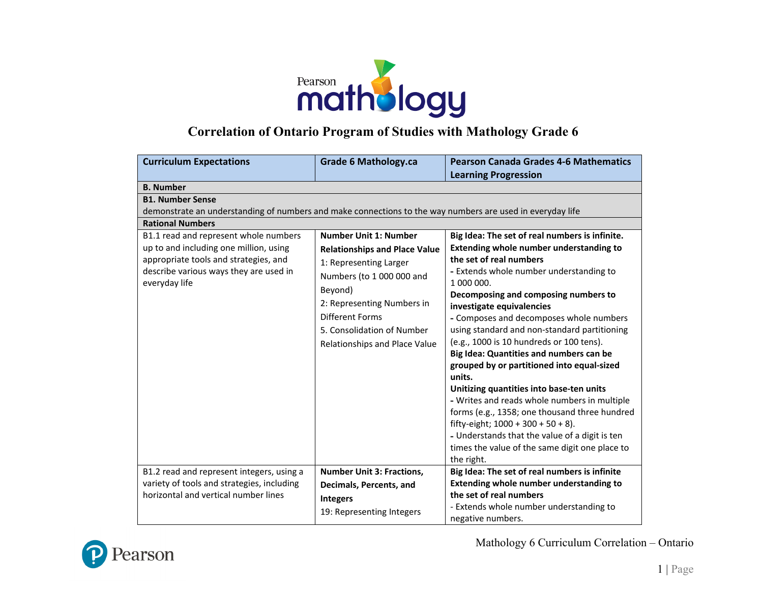# Correlation of Ontario Program of Studies with Mathology Grade 6

| Curriculum Expectations | Grade 6 Mathology.ca | Pearson Canada Grades 4-6 Mathematics Learning Progression |
|---|---|---|
| **B. Number** | | |
| **B1. Number Sense**<br>demonstrate an understanding of numbers and make connections to the way numbers are used in everyday life | | |
| **Rational Numbers** | | |
| B1.1 read and represent whole numbers up to and including one million, using appropriate tools and strategies, and describe various ways they are used in everyday life | **Number Unit 1: Number Relationships and Place Value**<br>1: Representing Larger Numbers (to 1 000 000 and Beyond)<br>2: Representing Numbers in Different Forms<br>5. Consolidation of Number Relationships and Place Value | **Big Idea: The set of real numbers is infinite.**<br>**Extending whole number understanding to the set of real numbers**<br>- Extends whole number understanding to 1 000 000.<br>**Decomposing and composing numbers to investigate equivalencies**<br>- Composes and decomposes whole numbers using standard and non-standard partitioning (e.g., 1000 is 10 hundreds or 100 tens).<br>**Big Idea: Quantities and numbers can be grouped by or partitioned into equal-sized units.**<br>**Unitizing quantities into base-ten units**<br>- Writes and reads whole numbers in multiple forms (e.g., 1358; one thousand three hundred fifty-eight; 1000 + 300 + 50 + 8).<br>- Understands that the value of a digit is ten times the value of the same digit one place to the right. |
| B1.2 read and represent integers, using a variety of tools and strategies, including horizontal and vertical number lines | **Number Unit 3: Fractions, Decimals, Percents, and Integers**<br>19: Representing Integers | **Big Idea: The set of real numbers is infinite**<br>**Extending whole number understanding to the set of real numbers**<br>- Extends whole number understanding to negative numbers. |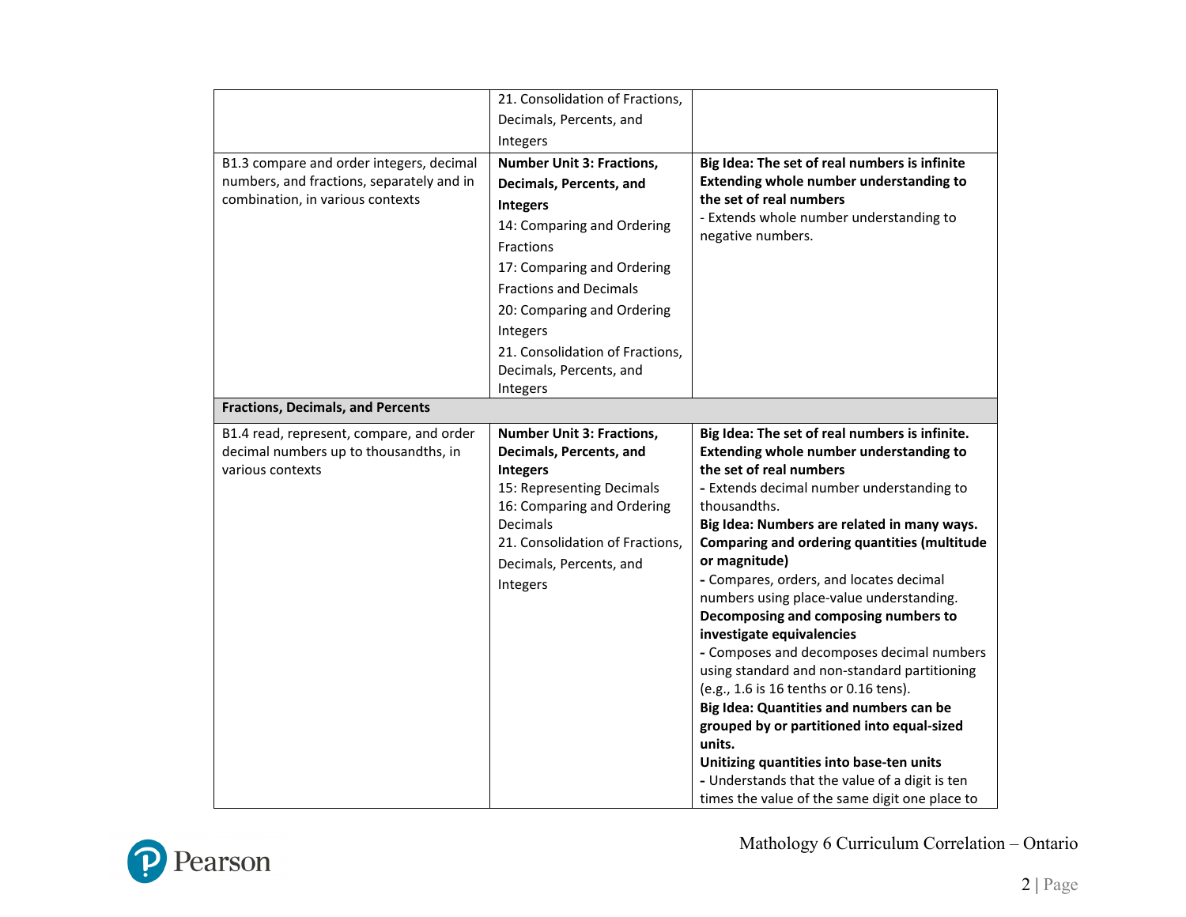| | | |
|---|---|---|
| | 21. Consolidation of Fractions, Decimals, Percents, and Integers | |
| B1.3 compare and order integers, decimal numbers, and fractions, separately and in combination, in various contexts | **Number Unit 3: Fractions, Decimals, Percents, and Integers**<br>14: Comparing and Ordering Fractions<br>17: Comparing and Ordering Fractions and Decimals<br>20: Comparing and Ordering Integers<br>21. Consolidation of Fractions, Decimals, Percents, and Integers | **Big Idea: The set of real numbers is infinite**<br>**Extending whole number understanding to the set of real numbers**<br>- Extends whole number understanding to negative numbers. |
| **Fractions, Decimals, and Percents** | | |
| B1.4 read, represent, compare, and order decimal numbers up to thousandths, in various contexts | **Number Unit 3: Fractions, Decimals, Percents, and Integers**<br>15: Representing Decimals<br>16: Comparing and Ordering Decimals<br>21. Consolidation of Fractions, Decimals, Percents, and Integers | **Big Idea: The set of real numbers is infinite.**<br>**Extending whole number understanding to the set of real numbers**<br>**-** Extends decimal number understanding to thousandths.<br>**Big Idea: Numbers are related in many ways.**<br>**Comparing and ordering quantities (multitude or magnitude)**<br>**-** Compares, orders, and locates decimal numbers using place-value understanding.<br>**Decomposing and composing numbers to investigate equivalencies**<br>**-** Composes and decomposes decimal numbers using standard and non-standard partitioning (e.g., 1.6 is 16 tenths or 0.16 tens).<br>**Big Idea: Quantities and numbers can be grouped by or partitioned into equal-sized units.**<br>**Unitizing quantities into base-ten units**<br>**-** Understands that the value of a digit is ten times the value of the same digit one place to |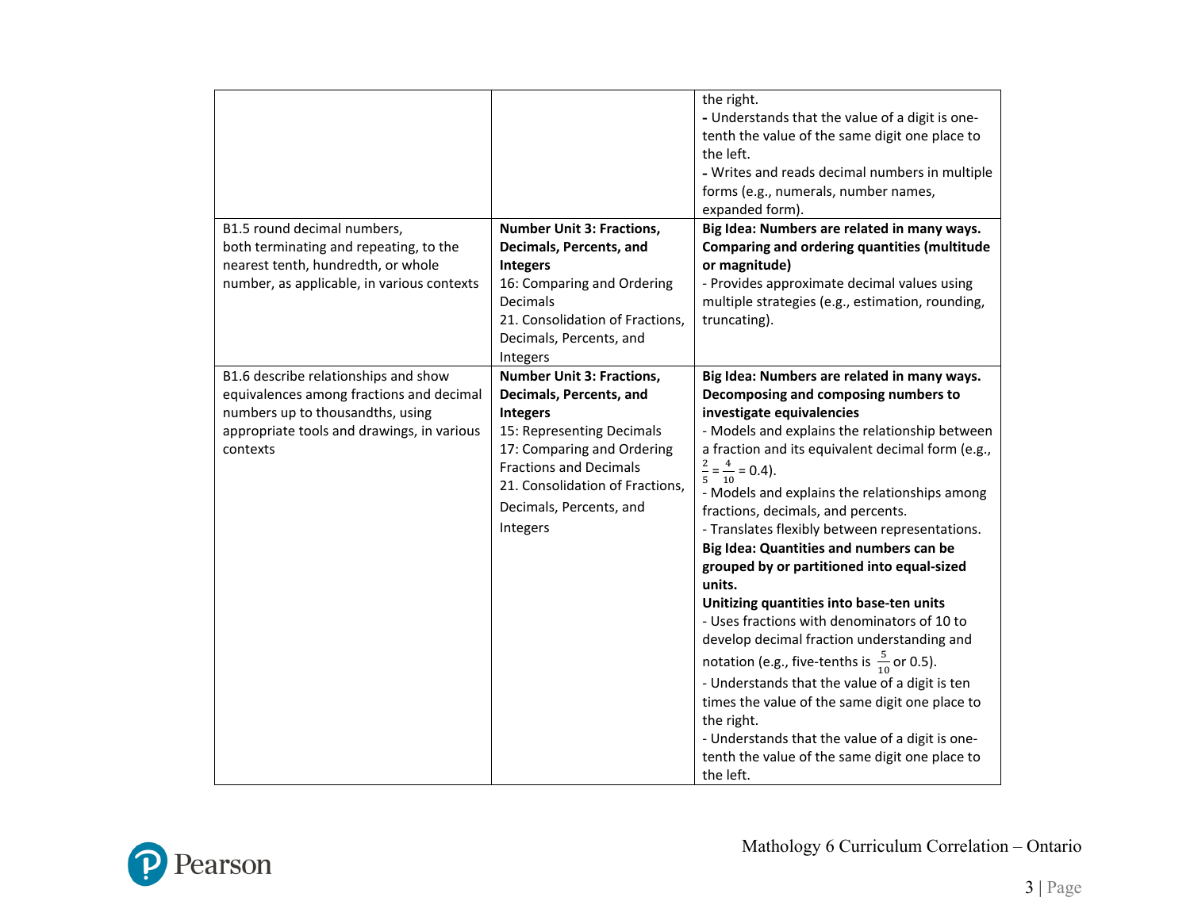| | | |
|---|---|---|
| | | the right.<br>- Understands that the value of a digit is one-tenth the value of the same digit one place to the left.<br>- Writes and reads decimal numbers in multiple forms (e.g., numerals, number names, expanded form). |
| B1.5 round decimal numbers, both terminating and repeating, to the nearest tenth, hundredth, or whole number, as applicable, in various contexts | **Number Unit 3: Fractions, Decimals, Percents, and Integers**<br>16: Comparing and Ordering Decimals<br>21. Consolidation of Fractions, Decimals, Percents, and Integers | **Big Idea: Numbers are related in many ways.**<br>**Comparing and ordering quantities (multitude or magnitude)**<br>- Provides approximate decimal values using multiple strategies (e.g., estimation, rounding, truncating). |
| B1.6 describe relationships and show equivalences among fractions and decimal numbers up to thousandths, using appropriate tools and drawings, in various contexts | **Number Unit 3: Fractions, Decimals, Percents, and Integers**<br>15: Representing Decimals<br>17: Comparing and Ordering Fractions and Decimals<br>21. Consolidation of Fractions, Decimals, Percents, and Integers | **Big Idea: Numbers are related in many ways.**<br>**Decomposing and composing numbers to investigate equivalencies**<br>- Models and explains the relationship between a fraction and its equivalent decimal form (e.g., $\frac{2}{5} = \frac{4}{10} = 0.4$).<br>- Models and explains the relationships among fractions, decimals, and percents.<br>- Translates flexibly between representations.<br>**Big Idea: Quantities and numbers can be grouped by or partitioned into equal-sized units.**<br>**Unitizing quantities into base-ten units**<br>- Uses fractions with denominators of 10 to develop decimal fraction understanding and notation (e.g., five-tenths is $\frac{5}{10}$ or 0.5).<br>- Understands that the value of a digit is ten times the value of the same digit one place to the right.<br>- Understands that the value of a digit is one-tenth the value of the same digit one place to the left. |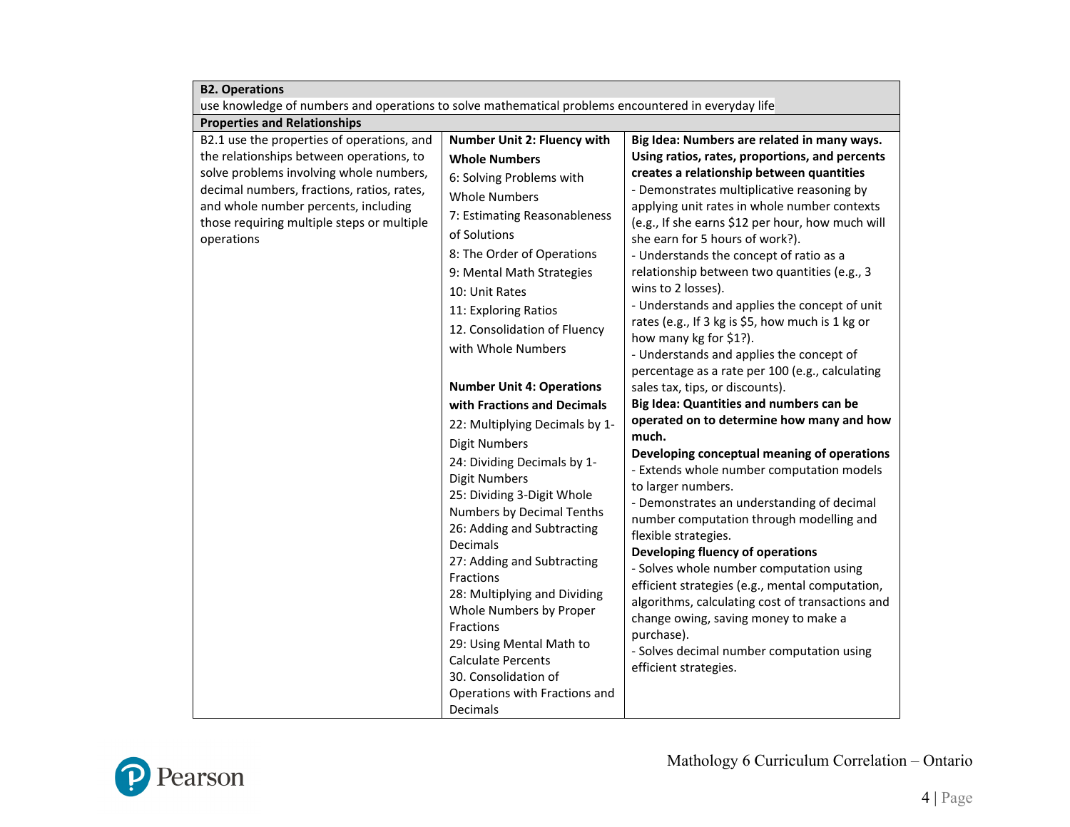| **B2. Operations**<br>use knowledge of numbers and operations to solve mathematical problems encountered in everyday life | | |
|---|---|---|
| **Properties and Relationships** | | |
| B2.1 use the properties of operations, and the relationships between operations, to solve problems involving whole numbers, decimal numbers, fractions, ratios, rates, and whole number percents, including those requiring multiple steps or multiple operations | **Number Unit 2: Fluency with Whole Numbers**<br>6: Solving Problems with Whole Numbers<br>7: Estimating Reasonableness of Solutions<br>8: The Order of Operations<br>9: Mental Math Strategies<br>10: Unit Rates<br>11: Exploring Ratios<br>12. Consolidation of Fluency with Whole Numbers<br><br>**Number Unit 4: Operations with Fractions and Decimals**<br>22: Multiplying Decimals by 1-Digit Numbers<br>24: Dividing Decimals by 1-Digit Numbers<br>25: Dividing 3-Digit Whole Numbers by Decimal Tenths<br>26: Adding and Subtracting Decimals<br>27: Adding and Subtracting Fractions<br>28: Multiplying and Dividing Whole Numbers by Proper Fractions<br>29: Using Mental Math to Calculate Percents<br>30. Consolidation of Operations with Fractions and Decimals | **Big Idea: Numbers are related in many ways. Using ratios, rates, proportions, and percents creates a relationship between quantities**<br>- Demonstrates multiplicative reasoning by applying unit rates in whole number contexts (e.g., If she earns $12 per hour, how much will she earn for 5 hours of work?).<br>- Understands the concept of ratio as a relationship between two quantities (e.g., 3 wins to 2 losses).<br>- Understands and applies the concept of unit rates (e.g., If 3 kg is $5, how much is 1 kg or how many kg for $1?).<br>- Understands and applies the concept of percentage as a rate per 100 (e.g., calculating sales tax, tips, or discounts).<br>**Big Idea: Quantities and numbers can be operated on to determine how many and how much.**<br>**Developing conceptual meaning of operations**<br>- Extends whole number computation models to larger numbers.<br>- Demonstrates an understanding of decimal number computation through modelling and flexible strategies.<br>**Developing fluency of operations**<br>- Solves whole number computation using efficient strategies (e.g., mental computation, algorithms, calculating cost of transactions and change owing, saving money to make a purchase).<br>- Solves decimal number computation using efficient strategies. |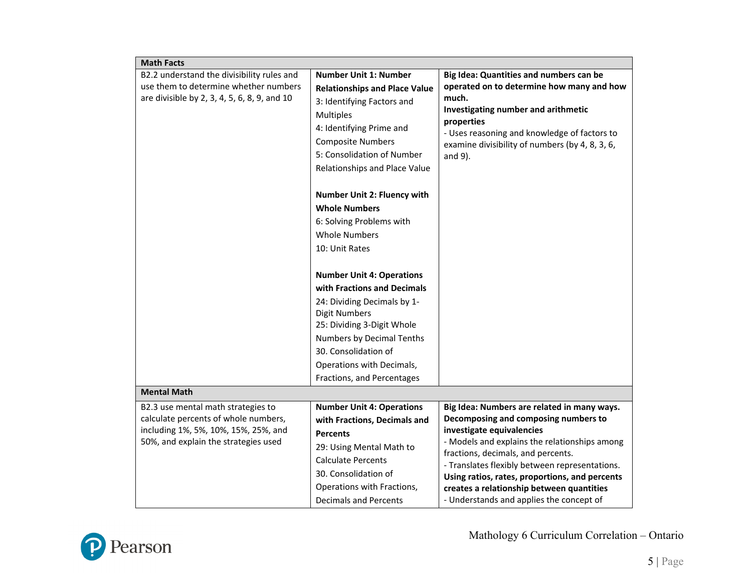| Math Facts | | |
|---|---|---|
| B2.2 understand the divisibility rules and use them to determine whether numbers are divisible by 2, 3, 4, 5, 6, 8, 9, and 10 | **Number Unit 1: Number Relationships and Place Value**<br>3: Identifying Factors and Multiples<br>4: Identifying Prime and Composite Numbers<br>5: Consolidation of Number Relationships and Place Value<br><br>**Number Unit 2: Fluency with Whole Numbers**<br>6: Solving Problems with Whole Numbers<br>10: Unit Rates<br><br>**Number Unit 4: Operations with Fractions and Decimals**<br>24: Dividing Decimals by 1-Digit Numbers<br>25: Dividing 3-Digit Whole Numbers by Decimal Tenths<br>30. Consolidation of Operations with Decimals, Fractions, and Percentages | **Big Idea: Quantities and numbers can be operated on to determine how many and how much.**<br>**Investigating number and arithmetic properties**<br>- Uses reasoning and knowledge of factors to examine divisibility of numbers (by 4, 8, 3, 6, and 9). |
| **Mental Math** | | |
| B2.3 use mental math strategies to calculate percents of whole numbers, including 1%, 5%, 10%, 15%, 25%, and 50%, and explain the strategies used | **Number Unit 4: Operations with Fractions, Decimals and Percents**<br>29: Using Mental Math to Calculate Percents<br>30. Consolidation of Operations with Fractions, Decimals and Percents | **Big Idea: Numbers are related in many ways.**<br>**Decomposing and composing numbers to investigate equivalencies**<br>- Models and explains the relationships among fractions, decimals, and percents.<br>- Translates flexibly between representations.<br>**Using ratios, rates, proportions, and percents creates a relationship between quantities**<br>- Understands and applies the concept of |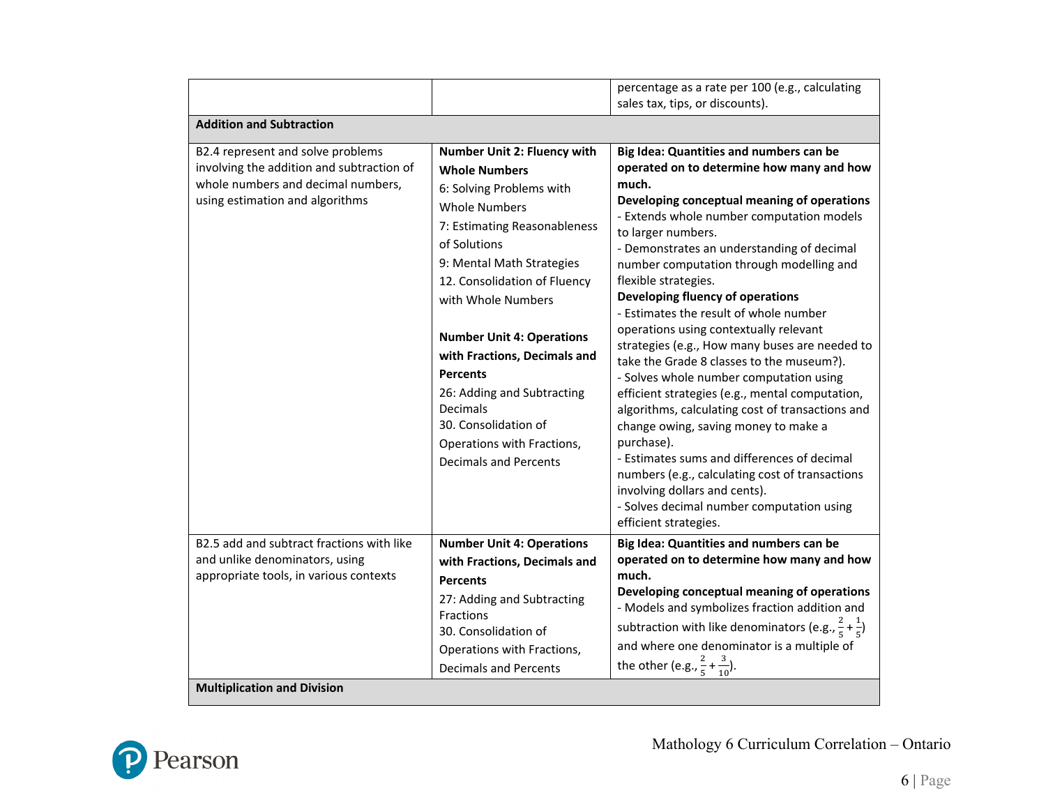| | | |
|---|---|---|
| | | percentage as a rate per 100 (e.g., calculating sales tax, tips, or discounts). |
| **Addition and Subtraction** | | |
| B2.4 represent and solve problems involving the addition and subtraction of whole numbers and decimal numbers, using estimation and algorithms | **Number Unit 2: Fluency with Whole Numbers**<br>6: Solving Problems with Whole Numbers<br>7: Estimating Reasonableness of Solutions<br>9: Mental Math Strategies<br>12. Consolidation of Fluency with Whole Numbers<br><br>**Number Unit 4: Operations with Fractions, Decimals and Percents**<br>26: Adding and Subtracting Decimals<br>30. Consolidation of Operations with Fractions, Decimals and Percents | **Big Idea: Quantities and numbers can be operated on to determine how many and how much.**<br>**Developing conceptual meaning of operations**<br>- Extends whole number computation models to larger numbers.<br>- Demonstrates an understanding of decimal number computation through modelling and flexible strategies.<br>**Developing fluency of operations**<br>- Estimates the result of whole number operations using contextually relevant strategies (e.g., How many buses are needed to take the Grade 8 classes to the museum?).<br>- Solves whole number computation using efficient strategies (e.g., mental computation, algorithms, calculating cost of transactions and change owing, saving money to make a purchase).<br>- Estimates sums and differences of decimal numbers (e.g., calculating cost of transactions involving dollars and cents).<br>- Solves decimal number computation using efficient strategies. |
| B2.5 add and subtract fractions with like and unlike denominators, using appropriate tools, in various contexts | **Number Unit 4: Operations with Fractions, Decimals and Percents**<br>27: Adding and Subtracting Fractions<br>30. Consolidation of Operations with Fractions, Decimals and Percents | **Big Idea: Quantities and numbers can be operated on to determine how many and how much.**<br>**Developing conceptual meaning of operations**<br>- Models and symbolizes fraction addition and subtraction with like denominators (e.g., $\frac{2}{5}+\frac{1}{5}$) and where one denominator is a multiple of the other (e.g., $\frac{2}{5}+\frac{3}{10}$). |
| **Multiplication and Division** | | |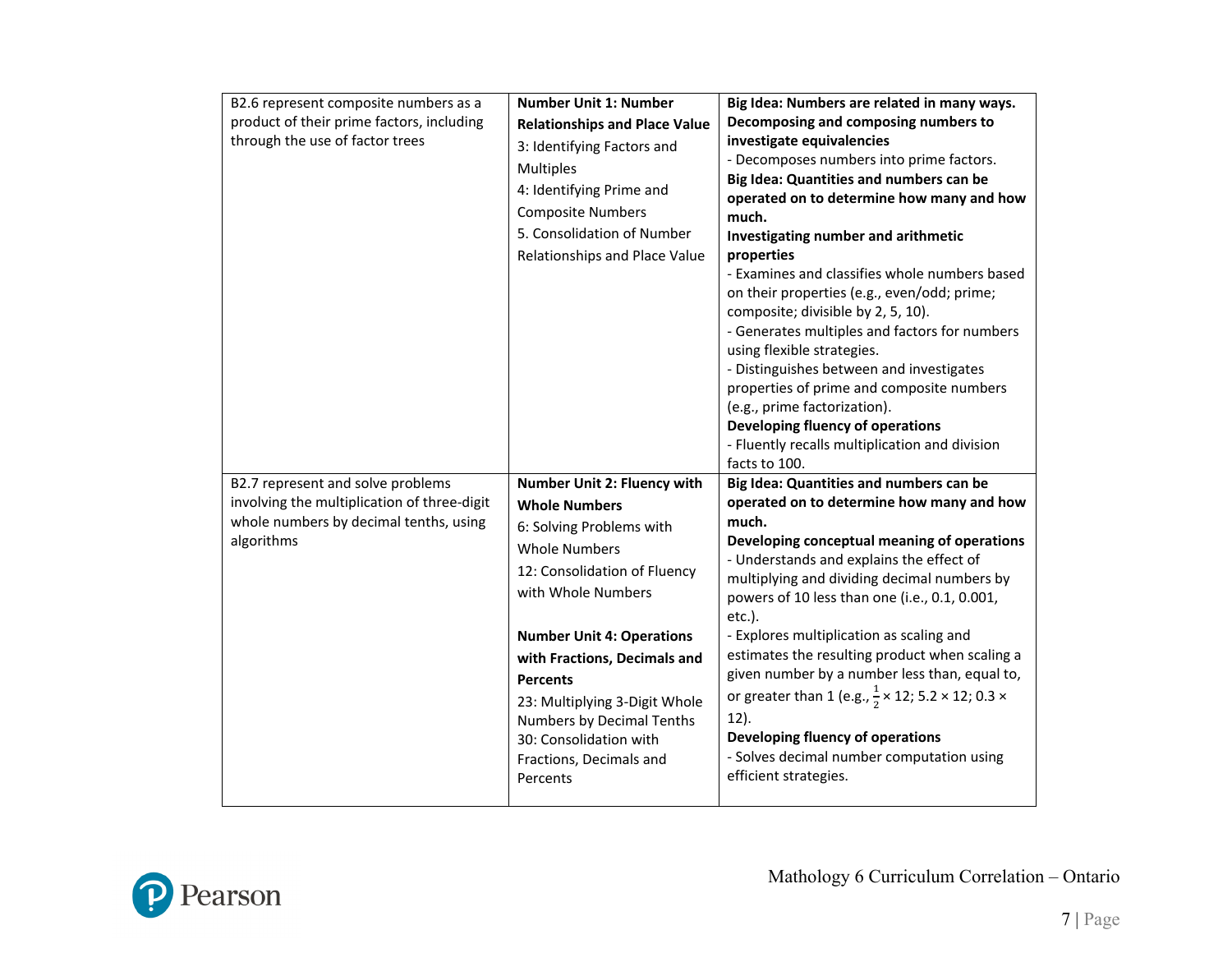| | | |
|---|---|---|
| B2.6 represent composite numbers as a product of their prime factors, including through the use of factor trees | **Number Unit 1: Number Relationships and Place Value**<br>3: Identifying Factors and Multiples<br>4: Identifying Prime and Composite Numbers<br>5. Consolidation of Number Relationships and Place Value | **Big Idea: Numbers are related in many ways.**<br>**Decomposing and composing numbers to investigate equivalencies**<br>- Decomposes numbers into prime factors.<br>**Big Idea: Quantities and numbers can be operated on to determine how many and how much.**<br>**Investigating number and arithmetic properties**<br>- Examines and classifies whole numbers based on their properties (e.g., even/odd; prime; composite; divisible by 2, 5, 10).<br>- Generates multiples and factors for numbers using flexible strategies.<br>- Distinguishes between and investigates properties of prime and composite numbers (e.g., prime factorization).<br>**Developing fluency of operations**<br>- Fluently recalls multiplication and division facts to 100. |
| B2.7 represent and solve problems involving the multiplication of three-digit whole numbers by decimal tenths, using algorithms | **Number Unit 2: Fluency with Whole Numbers**<br>6: Solving Problems with Whole Numbers<br>12: Consolidation of Fluency with Whole Numbers<br><br>**Number Unit 4: Operations with Fractions, Decimals and Percents**<br>23: Multiplying 3-Digit Whole Numbers by Decimal Tenths<br>30: Consolidation with Fractions, Decimals and Percents | **Big Idea: Quantities and numbers can be operated on to determine how many and how much.**<br>**Developing conceptual meaning of operations**<br>- Understands and explains the effect of multiplying and dividing decimal numbers by powers of 10 less than one (i.e., 0.1, 0.001, etc.).<br>- Explores multiplication as scaling and estimates the resulting product when scaling a given number by a number less than, equal to, or greater than 1 (e.g., $\frac{1}{2} \times 12$; $5.2 \times 12$; $0.3 \times 12$).<br>**Developing fluency of operations**<br>- Solves decimal number computation using efficient strategies. |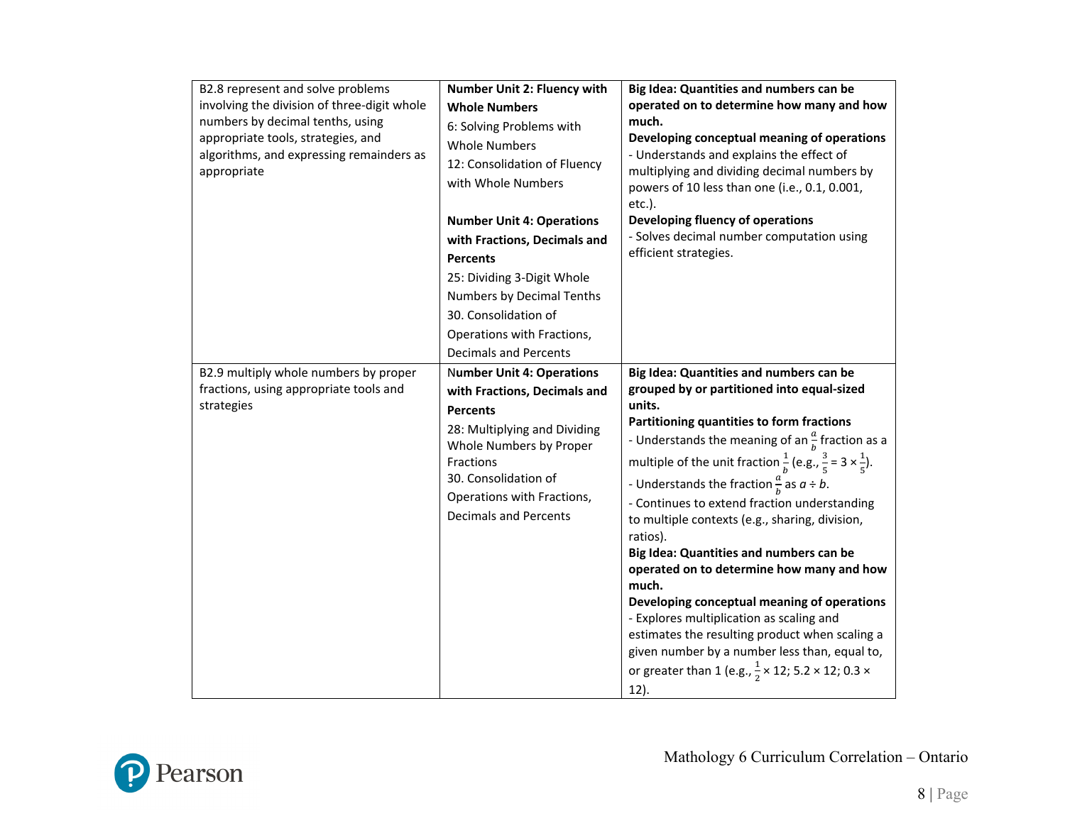| | | |
|---|---|---|
| B2.8 represent and solve problems involving the division of three-digit whole numbers by decimal tenths, using appropriate tools, strategies, and algorithms, and expressing remainders as appropriate | **Number Unit 2: Fluency with Whole Numbers**<br>6: Solving Problems with Whole Numbers<br>12: Consolidation of Fluency with Whole Numbers<br><br>**Number Unit 4: Operations with Fractions, Decimals and Percents**<br>25: Dividing 3-Digit Whole Numbers by Decimal Tenths<br>30. Consolidation of Operations with Fractions, Decimals and Percents | **Big Idea: Quantities and numbers can be operated on to determine how many and how much.**<br>**Developing conceptual meaning of operations**<br>- Understands and explains the effect of multiplying and dividing decimal numbers by powers of 10 less than one (i.e., 0.1, 0.001, etc.).<br>**Developing fluency of operations**<br>- Solves decimal number computation using efficient strategies. |
| B2.9 multiply whole numbers by proper fractions, using appropriate tools and strategies | **Number Unit 4: Operations with Fractions, Decimals and Percents**<br>28: Multiplying and Dividing Whole Numbers by Proper Fractions<br>30. Consolidation of Operations with Fractions, Decimals and Percents | **Big Idea: Quantities and numbers can be grouped by or partitioned into equal-sized units.**<br>**Partitioning quantities to form fractions**<br>- Understands the meaning of an $\frac{a}{b}$ fraction as a multiple of the unit fraction $\frac{1}{b}$ (e.g., $\frac{3}{5} = 3 \times \frac{1}{5}$).<br>- Understands the fraction $\frac{a}{b}$ as $a \div b$.<br>- Continues to extend fraction understanding to multiple contexts (e.g., sharing, division, ratios).<br>**Big Idea: Quantities and numbers can be operated on to determine how many and how much.**<br>**Developing conceptual meaning of operations**<br>- Explores multiplication as scaling and estimates the resulting product when scaling a given number by a number less than, equal to, or greater than 1 (e.g., $\frac{1}{2} \times 12$; $5.2 \times 12$; $0.3 \times 12$). |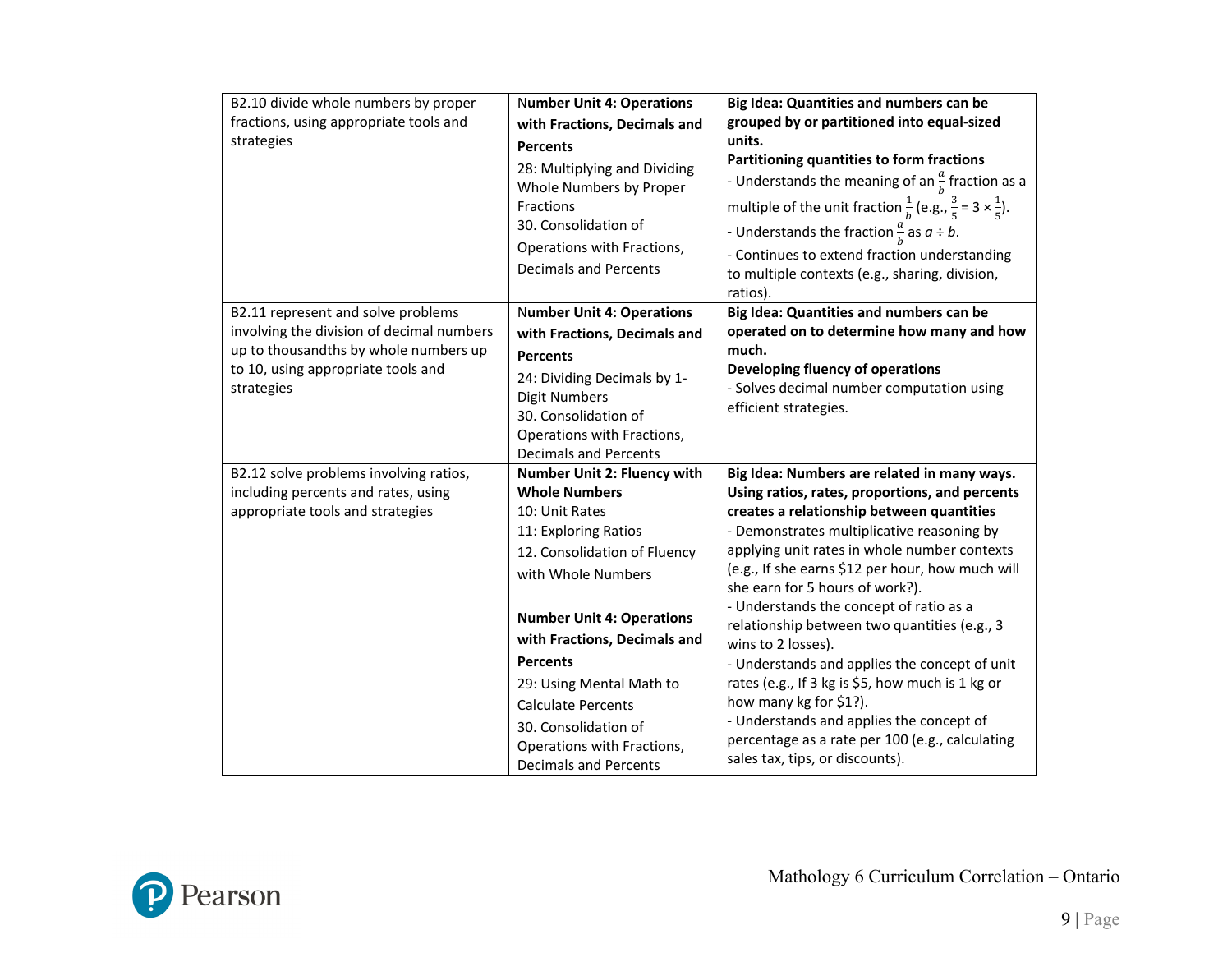| | | |
|---|---|---|
| B2.10 divide whole numbers by proper fractions, using appropriate tools and strategies | **Number Unit 4: Operations with Fractions, Decimals and Percents**<br>28: Multiplying and Dividing Whole Numbers by Proper Fractions<br>30. Consolidation of Operations with Fractions, Decimals and Percents | **Big Idea: Quantities and numbers can be grouped by or partitioned into equal-sized units.**<br>**Partitioning quantities to form fractions**<br>- Understands the meaning of an $\frac{a}{b}$ fraction as a multiple of the unit fraction $\frac{1}{b}$ (e.g., $\frac{3}{5} = 3 \times \frac{1}{5}$).<br>- Understands the fraction $\frac{a}{b}$ as $a \div b$.<br>- Continues to extend fraction understanding to multiple contexts (e.g., sharing, division, ratios). |
| B2.11 represent and solve problems involving the division of decimal numbers up to thousandths by whole numbers up to 10, using appropriate tools and strategies | **Number Unit 4: Operations with Fractions, Decimals and Percents**<br>24: Dividing Decimals by 1-Digit Numbers<br>30. Consolidation of Operations with Fractions, Decimals and Percents | **Big Idea: Quantities and numbers can be operated on to determine how many and how much.**<br>**Developing fluency of operations**<br>- Solves decimal number computation using efficient strategies. |
| B2.12 solve problems involving ratios, including percents and rates, using appropriate tools and strategies | **Number Unit 2: Fluency with Whole Numbers**<br>10: Unit Rates<br>11: Exploring Ratios<br>12. Consolidation of Fluency with Whole Numbers<br><br>**Number Unit 4: Operations with Fractions, Decimals and Percents**<br>29: Using Mental Math to Calculate Percents<br>30. Consolidation of Operations with Fractions, Decimals and Percents | **Big Idea: Numbers are related in many ways.**<br>**Using ratios, rates, proportions, and percents creates a relationship between quantities**<br>- Demonstrates multiplicative reasoning by applying unit rates in whole number contexts (e.g., If she earns $12 per hour, how much will she earn for 5 hours of work?).<br>- Understands the concept of ratio as a relationship between two quantities (e.g., 3 wins to 2 losses).<br>- Understands and applies the concept of unit rates (e.g., If 3 kg is $5, how much is 1 kg or how many kg for $1?).<br>- Understands and applies the concept of percentage as a rate per 100 (e.g., calculating sales tax, tips, or discounts). |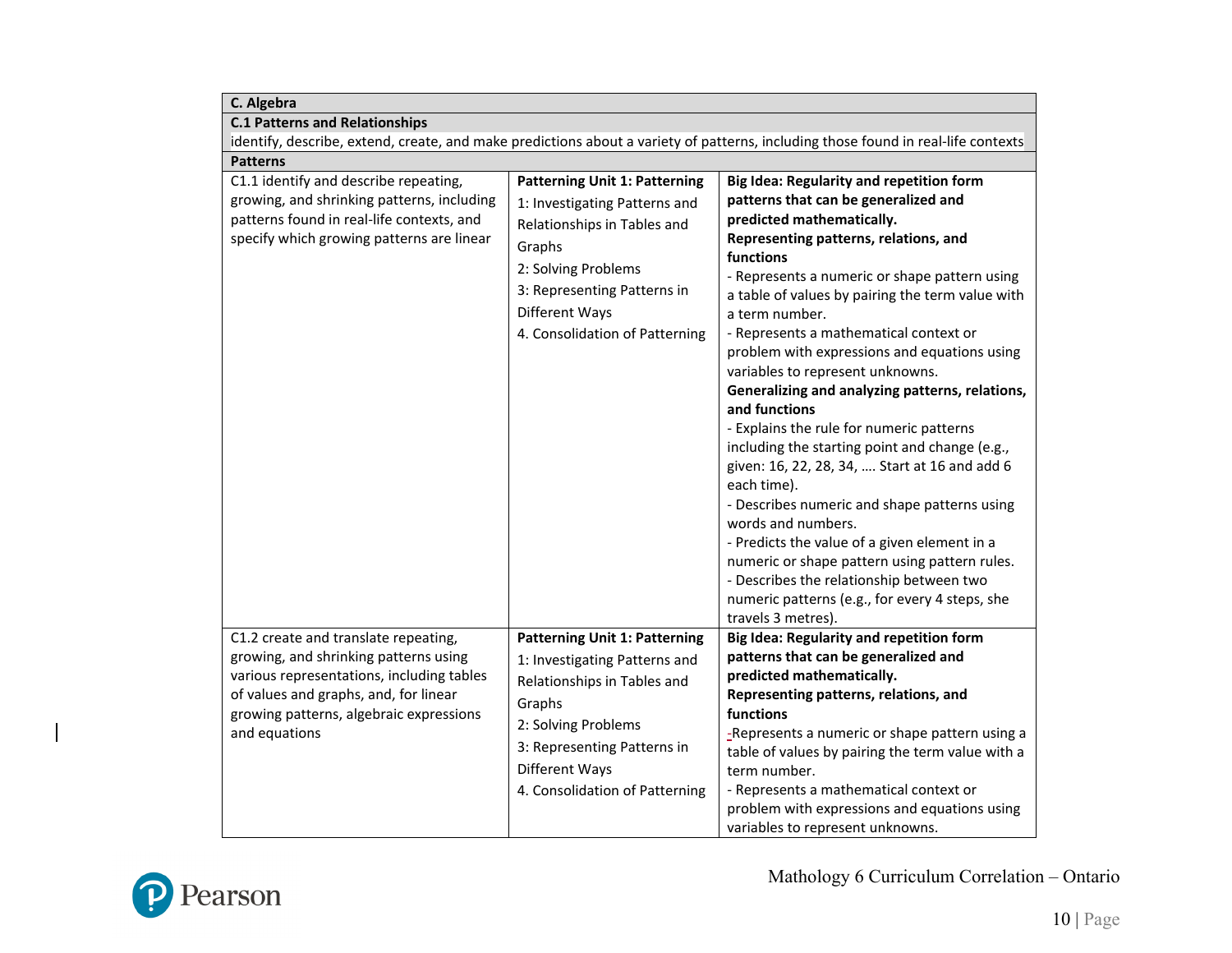| **C. Algebra** | | |
|---|---|---|
| **C.1 Patterns and Relationships** | | |
| identify, describe, extend, create, and make predictions about a variety of patterns, including those found in real-life contexts | | |
| **Patterns** | | |
| C1.1 identify and describe repeating, growing, and shrinking patterns, including patterns found in real-life contexts, and specify which growing patterns are linear | **Patterning Unit 1: Patterning**<br>1: Investigating Patterns and Relationships in Tables and Graphs<br>2: Solving Problems<br>3: Representing Patterns in Different Ways<br>4. Consolidation of Patterning | **Big Idea: Regularity and repetition form patterns that can be generalized and predicted mathematically.**<br>**Representing patterns, relations, and functions**<br>- Represents a numeric or shape pattern using a table of values by pairing the term value with a term number.<br>- Represents a mathematical context or problem with expressions and equations using variables to represent unknowns.<br>**Generalizing and analyzing patterns, relations, and functions**<br>- Explains the rule for numeric patterns including the starting point and change (e.g., given: 16, 22, 28, 34, …. Start at 16 and add 6 each time).<br>- Describes numeric and shape patterns using words and numbers.<br>- Predicts the value of a given element in a numeric or shape pattern using pattern rules.<br>- Describes the relationship between two numeric patterns (e.g., for every 4 steps, she travels 3 metres). |
| C1.2 create and translate repeating, growing, and shrinking patterns using various representations, including tables of values and graphs, and, for linear growing patterns, algebraic expressions and equations | **Patterning Unit 1: Patterning**<br>1: Investigating Patterns and Relationships in Tables and Graphs<br>2: Solving Problems<br>3: Representing Patterns in Different Ways<br>4. Consolidation of Patterning | **Big Idea: Regularity and repetition form patterns that can be generalized and predicted mathematically.**<br>**Representing patterns, relations, and functions**<br>-Represents a numeric or shape pattern using a table of values by pairing the term value with a term number.<br>- Represents a mathematical context or problem with expressions and equations using variables to represent unknowns. |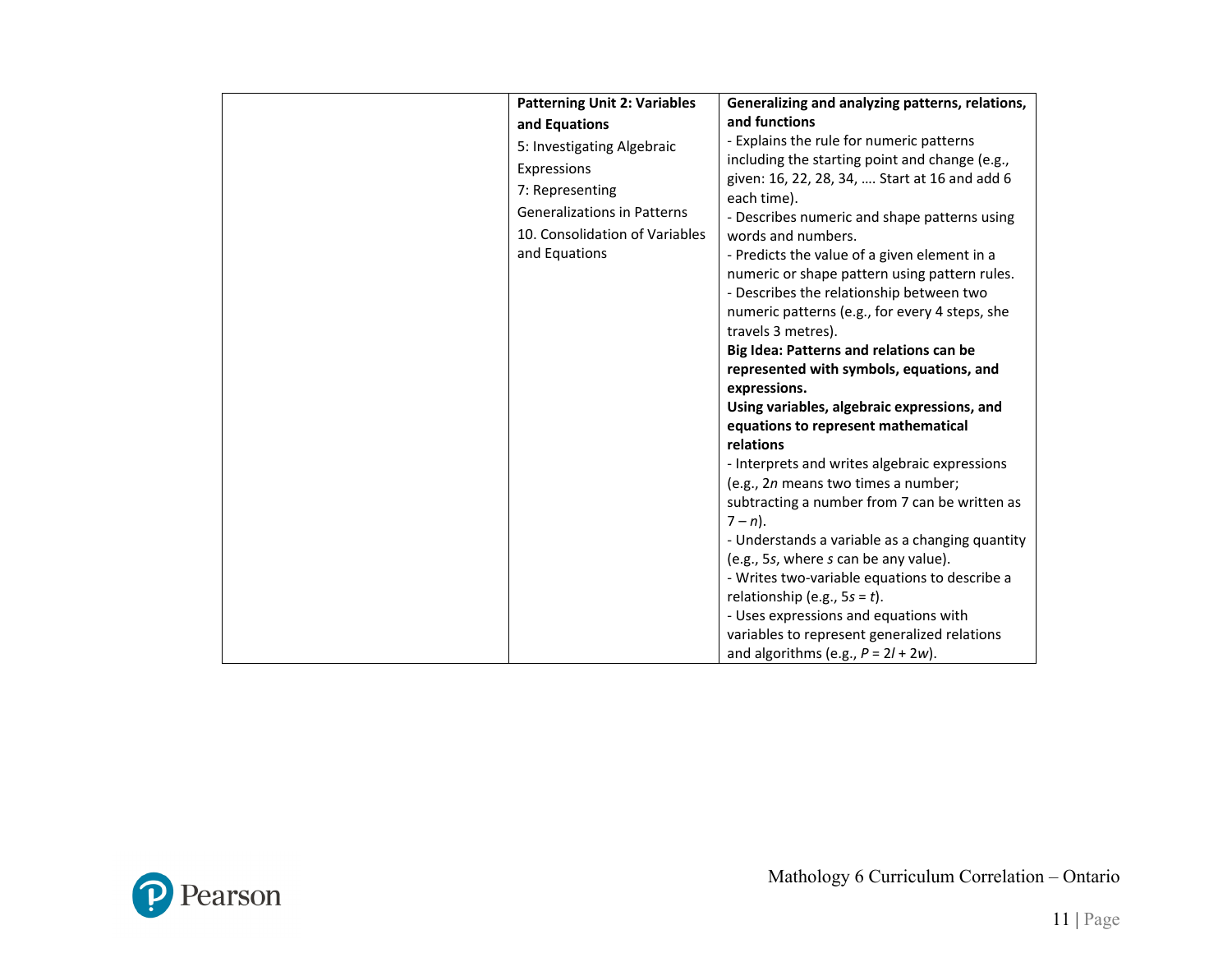| | | |
|---|---|---|
| | **Patterning Unit 2: Variables and Equations**<br>5: Investigating Algebraic Expressions<br>7: Representing Generalizations in Patterns<br>10. Consolidation of Variables and Equations | **Generalizing and analyzing patterns, relations, and functions**<br>- Explains the rule for numeric patterns including the starting point and change (e.g., given: 16, 22, 28, 34, …. Start at 16 and add 6 each time).<br>- Describes numeric and shape patterns using words and numbers.<br>- Predicts the value of a given element in a numeric or shape pattern using pattern rules.<br>- Describes the relationship between two numeric patterns (e.g., for every 4 steps, she travels 3 metres).<br>**Big Idea: Patterns and relations can be represented with symbols, equations, and expressions.**<br>**Using variables, algebraic expressions, and equations to represent mathematical relations**<br>- Interprets and writes algebraic expressions (e.g., $2n$ means two times a number; subtracting a number from 7 can be written as $7 - n$).<br>- Understands a variable as a changing quantity (e.g., $5s$, where $s$ can be any value).<br>- Writes two-variable equations to describe a relationship (e.g., $5s = t$).<br>- Uses expressions and equations with variables to represent generalized relations and algorithms (e.g., $P = 2l + 2w$). |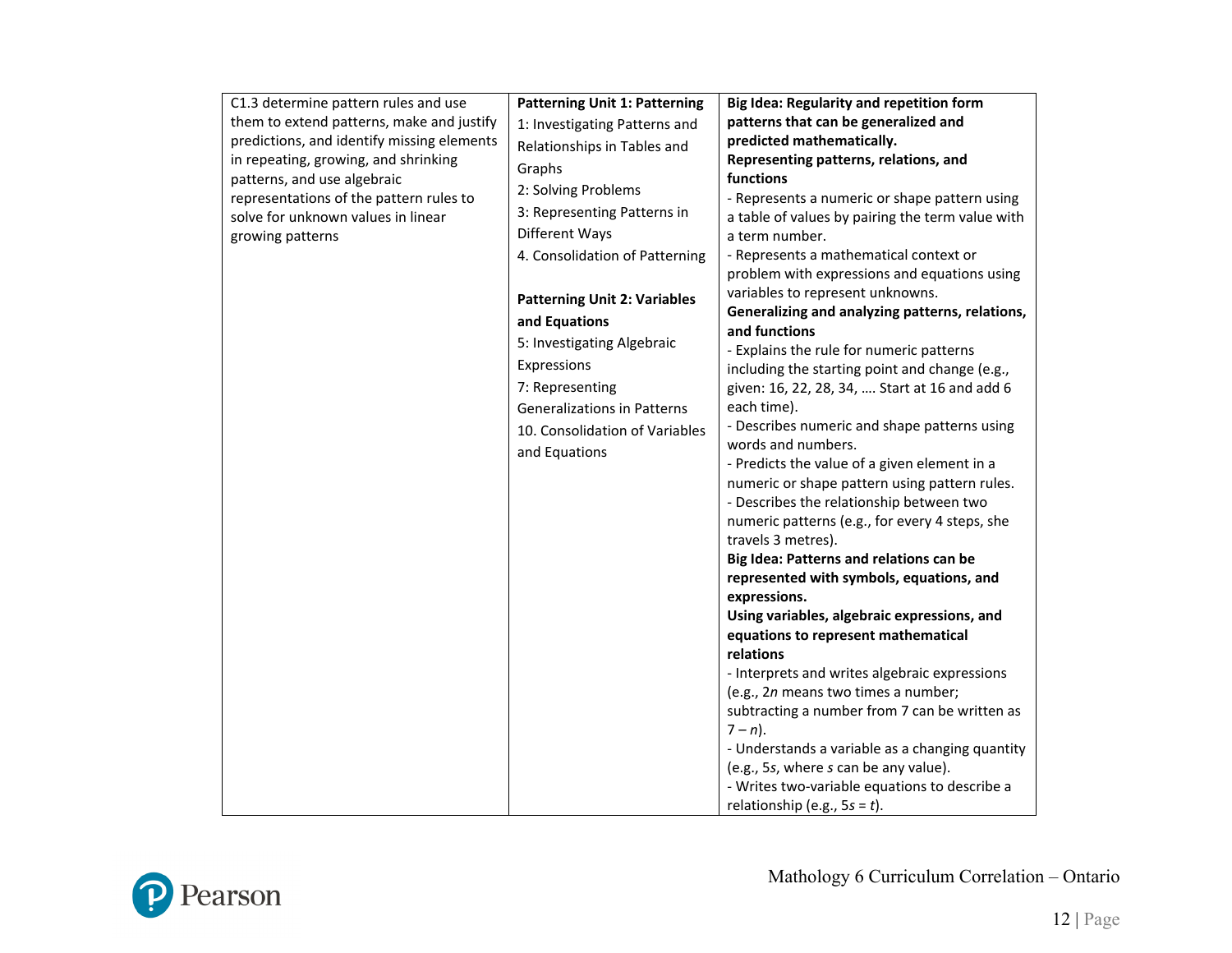| | | |
|---|---|---|
| C1.3 determine pattern rules and use them to extend patterns, make and justify predictions, and identify missing elements in repeating, growing, and shrinking patterns, and use algebraic representations of the pattern rules to solve for unknown values in linear growing patterns | **Patterning Unit 1: Patterning**<br>1: Investigating Patterns and Relationships in Tables and Graphs<br>2: Solving Problems<br>3: Representing Patterns in Different Ways<br>4. Consolidation of Patterning<br><br>**Patterning Unit 2: Variables and Equations**<br>5: Investigating Algebraic Expressions<br>7: Representing Generalizations in Patterns<br>10. Consolidation of Variables and Equations | **Big Idea: Regularity and repetition form patterns that can be generalized and predicted mathematically.**<br>**Representing patterns, relations, and functions**<br>- Represents a numeric or shape pattern using a table of values by pairing the term value with a term number.<br>- Represents a mathematical context or problem with expressions and equations using variables to represent unknowns.<br>**Generalizing and analyzing patterns, relations, and functions**<br>- Explains the rule for numeric patterns including the starting point and change (e.g., given: 16, 22, 28, 34, …. Start at 16 and add 6 each time).<br>- Describes numeric and shape patterns using words and numbers.<br>- Predicts the value of a given element in a numeric or shape pattern using pattern rules.<br>- Describes the relationship between two numeric patterns (e.g., for every 4 steps, she travels 3 metres).<br>**Big Idea: Patterns and relations can be represented with symbols, equations, and expressions.**<br>**Using variables, algebraic expressions, and equations to represent mathematical relations**<br>- Interprets and writes algebraic expressions (e.g., $2n$ means two times a number; subtracting a number from 7 can be written as $7 - n$).<br>- Understands a variable as a changing quantity (e.g., $5s$, where $s$ can be any value).<br>- Writes two-variable equations to describe a relationship (e.g., $5s = t$). |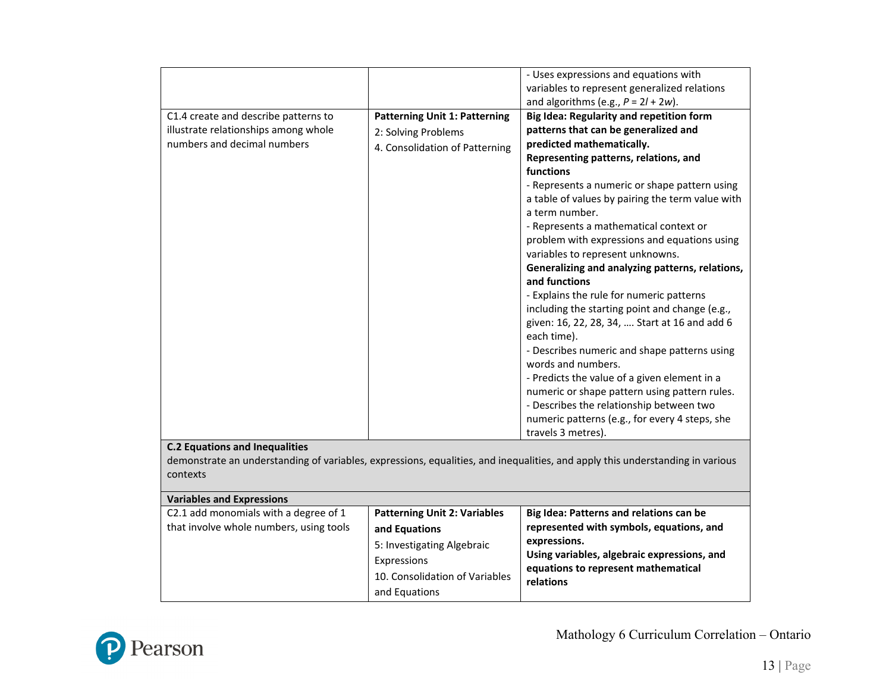| | | |
|---|---|---|
| | | - Uses expressions and equations with variables to represent generalized relations and algorithms (e.g., $P = 2l + 2w$). |
| C1.4 create and describe patterns to illustrate relationships among whole numbers and decimal numbers | **Patterning Unit 1: Patterning**<br>2: Solving Problems<br>4. Consolidation of Patterning | **Big Idea: Regularity and repetition form patterns that can be generalized and predicted mathematically.**<br>**Representing patterns, relations, and functions**<br>- Represents a numeric or shape pattern using a table of values by pairing the term value with a term number.<br>- Represents a mathematical context or problem with expressions and equations using variables to represent unknowns.<br>**Generalizing and analyzing patterns, relations, and functions**<br>- Explains the rule for numeric patterns including the starting point and change (e.g., given: 16, 22, 28, 34, …. Start at 16 and add 6 each time).<br>- Describes numeric and shape patterns using words and numbers.<br>- Predicts the value of a given element in a numeric or shape pattern using pattern rules.<br>- Describes the relationship between two numeric patterns (e.g., for every 4 steps, she travels 3 metres). |
| **C.2 Equations and Inequalities**<br>demonstrate an understanding of variables, expressions, equalities, and inequalities, and apply this understanding in various contexts | | |
| **Variables and Expressions** | | |
| C2.1 add monomials with a degree of 1 that involve whole numbers, using tools | **Patterning Unit 2: Variables and Equations**<br>5: Investigating Algebraic Expressions<br>10. Consolidation of Variables and Equations | **Big Idea: Patterns and relations can be represented with symbols, equations, and expressions.**<br>**Using variables, algebraic expressions, and equations to represent mathematical relations** |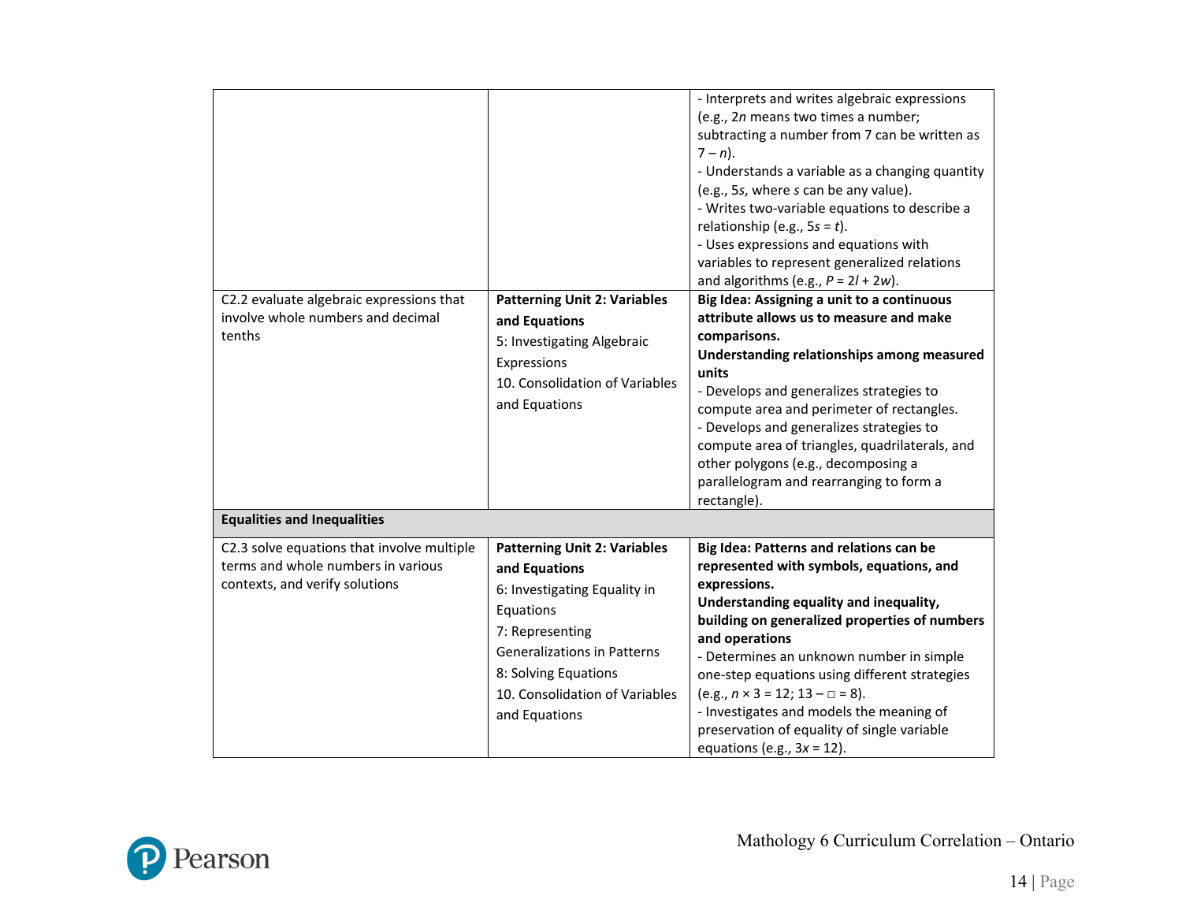| | | |
|---|---|---|
| | | - Interprets and writes algebraic expressions (e.g., $2n$ means two times a number; subtracting a number from 7 can be written as $7 – n$).<br>- Understands a variable as a changing quantity (e.g., $5s$, where $s$ can be any value).<br>- Writes two-variable equations to describe a relationship (e.g., $5s = t$).<br>- Uses expressions and equations with variables to represent generalized relations and algorithms (e.g., $P = 2l + 2w$). |
| C2.2 evaluate algebraic expressions that involve whole numbers and decimal tenths | **Patterning Unit 2: Variables and Equations**<br>5: Investigating Algebraic Expressions<br>10. Consolidation of Variables and Equations | **Big Idea: Assigning a unit to a continuous attribute allows us to measure and make comparisons.**<br>**Understanding relationships among measured units**<br>- Develops and generalizes strategies to compute area and perimeter of rectangles.<br>- Develops and generalizes strategies to compute area of triangles, quadrilaterals, and other polygons (e.g., decomposing a parallelogram and rearranging to form a rectangle). |
| **Equalities and Inequalities** | | |
| C2.3 solve equations that involve multiple terms and whole numbers in various contexts, and verify solutions | **Patterning Unit 2: Variables and Equations**<br>6: Investigating Equality in Equations<br>7: Representing Generalizations in Patterns<br>8: Solving Equations<br>10. Consolidation of Variables and Equations | **Big Idea: Patterns and relations can be represented with symbols, equations, and expressions.**<br>**Understanding equality and inequality, building on generalized properties of numbers and operations**<br>- Determines an unknown number in simple one-step equations using different strategies (e.g., $n \times 3 = 12$; $13 – \square = 8$).<br>- Investigates and models the meaning of preservation of equality of single variable equations (e.g., $3x = 12$). |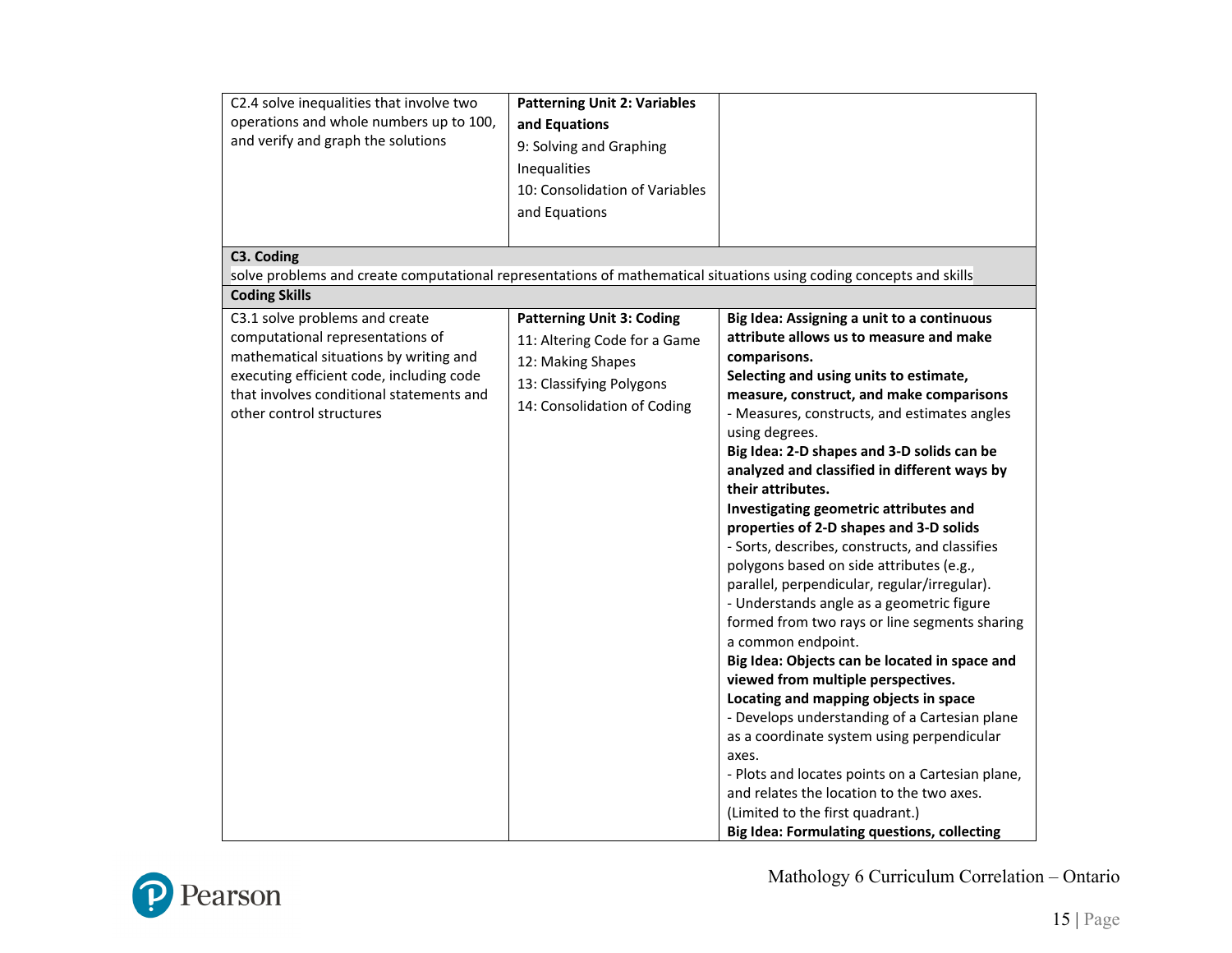| | | |
|---|---|---|
| C2.4 solve inequalities that involve two operations and whole numbers up to 100, and verify and graph the solutions | **Patterning Unit 2: Variables and Equations**<br>9: Solving and Graphing Inequalities<br>10: Consolidation of Variables and Equations | |
| **C3. Coding**<br>solve problems and create computational representations of mathematical situations using coding concepts and skills | | |
| **Coding Skills** | | |
| C3.1 solve problems and create computational representations of mathematical situations by writing and executing efficient code, including code that involves conditional statements and other control structures | **Patterning Unit 3: Coding**<br>11: Altering Code for a Game<br>12: Making Shapes<br>13: Classifying Polygons<br>14: Consolidation of Coding | **Big Idea: Assigning a unit to a continuous attribute allows us to measure and make comparisons.**<br>**Selecting and using units to estimate, measure, construct, and make comparisons**<br>- Measures, constructs, and estimates angles using degrees.<br>**Big Idea: 2-D shapes and 3-D solids can be analyzed and classified in different ways by their attributes.**<br>**Investigating geometric attributes and properties of 2-D shapes and 3-D solids**<br>- Sorts, describes, constructs, and classifies polygons based on side attributes (e.g., parallel, perpendicular, regular/irregular).<br>- Understands angle as a geometric figure formed from two rays or line segments sharing a common endpoint.<br>**Big Idea: Objects can be located in space and viewed from multiple perspectives.**<br>**Locating and mapping objects in space**<br>- Develops understanding of a Cartesian plane as a coordinate system using perpendicular axes.<br>- Plots and locates points on a Cartesian plane, and relates the location to the two axes. (Limited to the first quadrant.)<br>**Big Idea: Formulating questions, collecting** |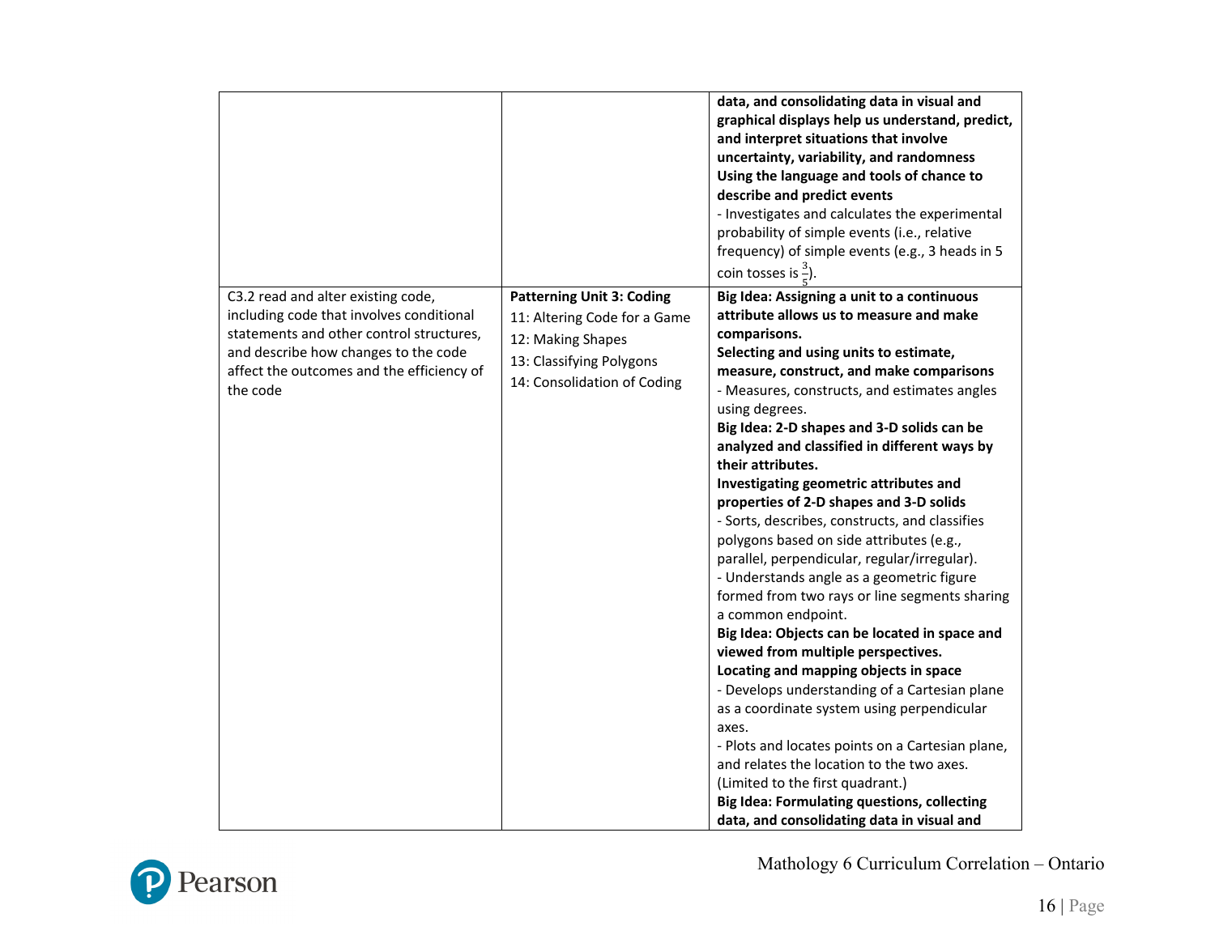|  |  |  |
|---|---|---|
|  |  | **data, and consolidating data in visual and graphical displays help us understand, predict, and interpret situations that involve uncertainty, variability, and randomness** <br> **Using the language and tools of chance to describe and predict events** <br> - Investigates and calculates the experimental probability of simple events (i.e., relative frequency) of simple events (e.g., 3 heads in 5 coin tosses is $\frac{3}{5}$). |
| C3.2 read and alter existing code, including code that involves conditional statements and other control structures, and describe how changes to the code affect the outcomes and the efficiency of the code | **Patterning Unit 3: Coding** <br> 11: Altering Code for a Game <br> 12: Making Shapes <br> 13: Classifying Polygons <br> 14: Consolidation of Coding | **Big Idea: Assigning a unit to a continuous attribute allows us to measure and make comparisons.** <br> **Selecting and using units to estimate, measure, construct, and make comparisons** <br> - Measures, constructs, and estimates angles using degrees. <br> **Big Idea: 2-D shapes and 3-D solids can be analyzed and classified in different ways by their attributes.** <br> **Investigating geometric attributes and properties of 2-D shapes and 3-D solids** <br> - Sorts, describes, constructs, and classifies polygons based on side attributes (e.g., parallel, perpendicular, regular/irregular). <br> - Understands angle as a geometric figure formed from two rays or line segments sharing a common endpoint. <br> **Big Idea: Objects can be located in space and viewed from multiple perspectives.** <br> **Locating and mapping objects in space** <br> - Develops understanding of a Cartesian plane as a coordinate system using perpendicular axes. <br> - Plots and locates points on a Cartesian plane, and relates the location to the two axes. (Limited to the first quadrant.) <br> **Big Idea: Formulating questions, collecting data, and consolidating data in visual and** |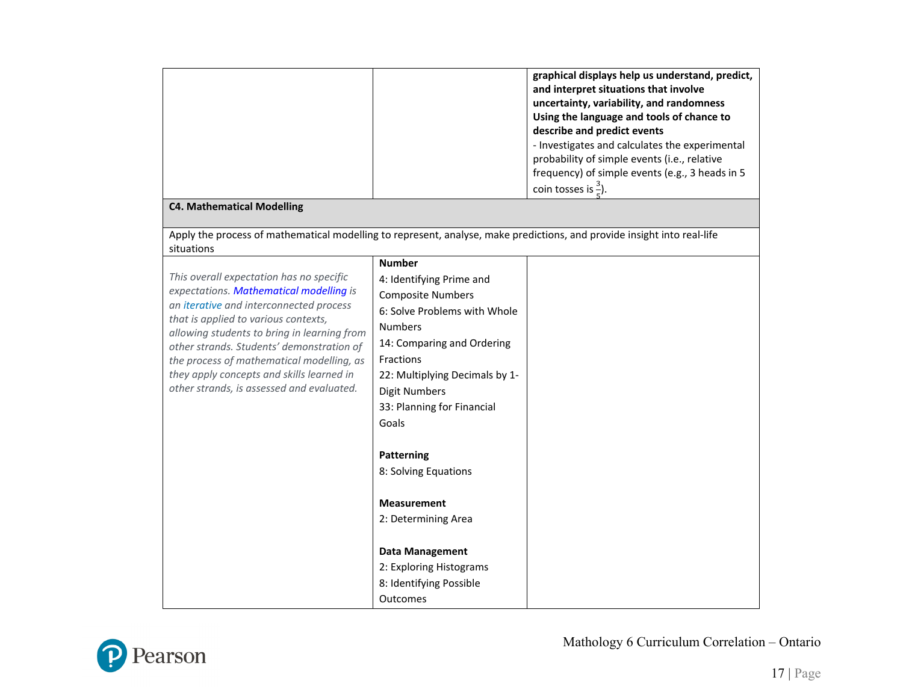| | | |
|---|---|---|
| | | **graphical displays help us understand, predict, and interpret situations that involve uncertainty, variability, and randomness**<br>**Using the language and tools of chance to describe and predict events**<br>- Investigates and calculates the experimental probability of simple events (i.e., relative frequency) of simple events (e.g., 3 heads in 5 coin tosses is $\frac{3}{5}$). |
| **C4. Mathematical Modelling** | | |
| Apply the process of mathematical modelling to represent, analyse, make predictions, and provide insight into real-life situations | | |
| *This overall expectation has no specific expectations. Mathematical modelling is an iterative and interconnected process that is applied to various contexts, allowing students to bring in learning from other strands. Students' demonstration of the process of mathematical modelling, as they apply concepts and skills learned in other strands, is assessed and evaluated.* | **Number**<br>4: Identifying Prime and Composite Numbers<br>6: Solve Problems with Whole Numbers<br>14: Comparing and Ordering Fractions<br>22: Multiplying Decimals by 1-Digit Numbers<br>33: Planning for Financial Goals<br><br>**Patterning**<br>8: Solving Equations<br><br>**Measurement**<br>2: Determining Area<br><br>**Data Management**<br>2: Exploring Histograms<br>8: Identifying Possible Outcomes | |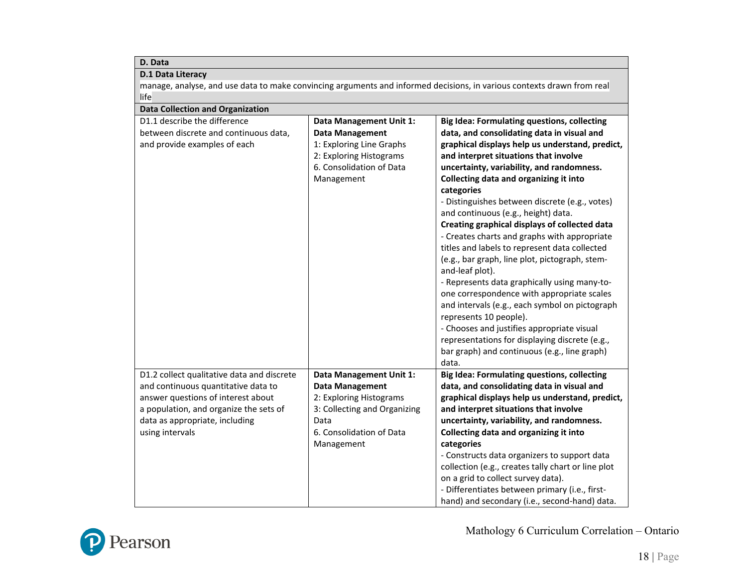| D. Data | | |
|---|---|---|
| **D.1 Data Literacy**<br>manage, analyse, and use data to make convincing arguments and informed decisions, in various contexts drawn from real life | | |
| **Data Collection and Organization** | | |
| D1.1 describe the difference between discrete and continuous data, and provide examples of each | **Data Management Unit 1: Data Management**<br>1: Exploring Line Graphs<br>2: Exploring Histograms<br>6. Consolidation of Data Management | **Big Idea: Formulating questions, collecting data, and consolidating data in visual and graphical displays help us understand, predict, and interpret situations that involve uncertainty, variability, and randomness.**<br>**Collecting data and organizing it into categories**<br>- Distinguishes between discrete (e.g., votes) and continuous (e.g., height) data.<br>**Creating graphical displays of collected data**<br>- Creates charts and graphs with appropriate titles and labels to represent data collected (e.g., bar graph, line plot, pictograph, stem-and-leaf plot).<br>- Represents data graphically using many-to-one correspondence with appropriate scales and intervals (e.g., each symbol on pictograph represents 10 people).<br>- Chooses and justifies appropriate visual representations for displaying discrete (e.g., bar graph) and continuous (e.g., line graph) data. |
| D1.2 collect qualitative data and discrete and continuous quantitative data to answer questions of interest about a population, and organize the sets of data as appropriate, including using intervals | **Data Management Unit 1: Data Management**<br>2: Exploring Histograms<br>3: Collecting and Organizing Data<br>6. Consolidation of Data Management | **Big Idea: Formulating questions, collecting data, and consolidating data in visual and graphical displays help us understand, predict, and interpret situations that involve uncertainty, variability, and randomness.**<br>**Collecting data and organizing it into categories**<br>- Constructs data organizers to support data collection (e.g., creates tally chart or line plot on a grid to collect survey data).<br>- Differentiates between primary (i.e., first-hand) and secondary (i.e., second-hand) data. |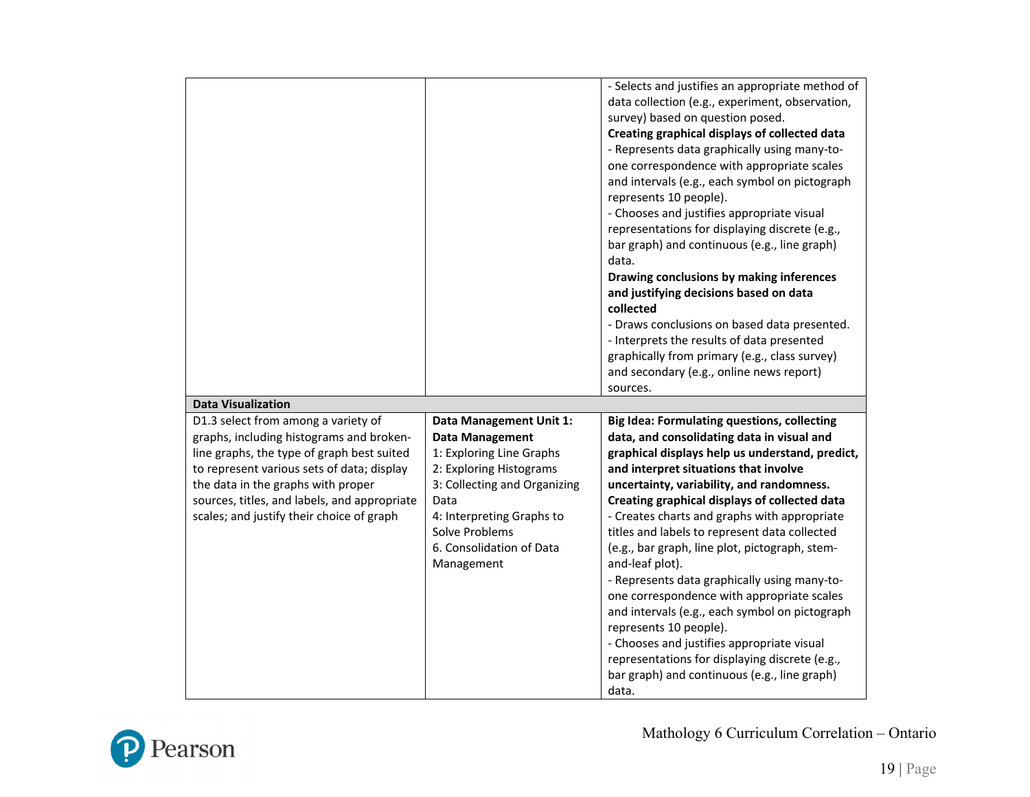| | | |
|---|---|---|
| | | - Selects and justifies an appropriate method of data collection (e.g., experiment, observation, survey) based on question posed.<br>**Creating graphical displays of collected data**<br>- Represents data graphically using many-to-one correspondence with appropriate scales and intervals (e.g., each symbol on pictograph represents 10 people).<br>- Chooses and justifies appropriate visual representations for displaying discrete (e.g., bar graph) and continuous (e.g., line graph) data.<br>**Drawing conclusions by making inferences and justifying decisions based on data collected**<br>- Draws conclusions on based data presented.<br>- Interprets the results of data presented graphically from primary (e.g., class survey) and secondary (e.g., online news report) sources. |
| **Data Visualization** | | |
| D1.3 select from among a variety of graphs, including histograms and broken-line graphs, the type of graph best suited to represent various sets of data; display the data in the graphs with proper sources, titles, and labels, and appropriate scales; and justify their choice of graph | **Data Management Unit 1: Data Management**<br>1: Exploring Line Graphs<br>2: Exploring Histograms<br>3: Collecting and Organizing Data<br>4: Interpreting Graphs to Solve Problems<br>6. Consolidation of Data Management | **Big Idea: Formulating questions, collecting data, and consolidating data in visual and graphical displays help us understand, predict, and interpret situations that involve uncertainty, variability, and randomness.**<br>**Creating graphical displays of collected data**<br>- Creates charts and graphs with appropriate titles and labels to represent data collected (e.g., bar graph, line plot, pictograph, stem-and-leaf plot).<br>- Represents data graphically using many-to-one correspondence with appropriate scales and intervals (e.g., each symbol on pictograph represents 10 people).<br>- Chooses and justifies appropriate visual representations for displaying discrete (e.g., bar graph) and continuous (e.g., line graph) data. |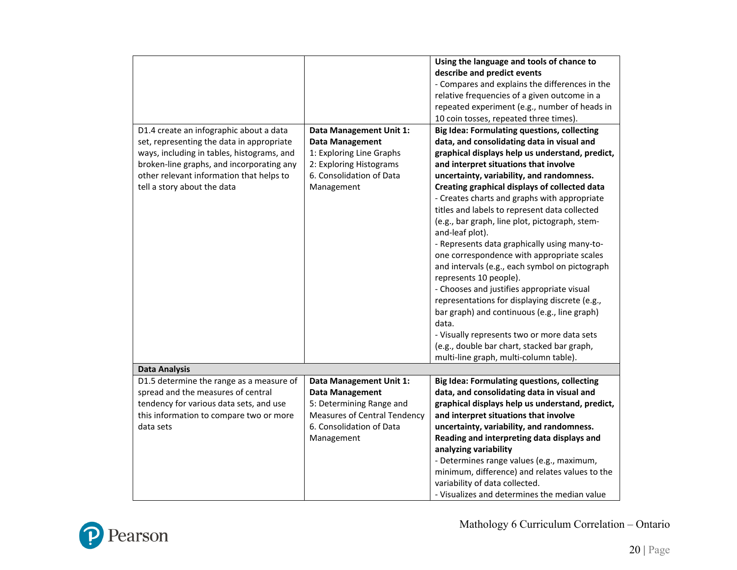| | | |
|---|---|---|
| | | **Using the language and tools of chance to describe and predict events**<br>- Compares and explains the differences in the relative frequencies of a given outcome in a repeated experiment (e.g., number of heads in 10 coin tosses, repeated three times). |
| D1.4 create an infographic about a data set, representing the data in appropriate ways, including in tables, histograms, and broken-line graphs, and incorporating any other relevant information that helps to tell a story about the data | **Data Management Unit 1: Data Management**<br>1: Exploring Line Graphs<br>2: Exploring Histograms<br>6. Consolidation of Data Management | **Big Idea: Formulating questions, collecting data, and consolidating data in visual and graphical displays help us understand, predict, and interpret situations that involve uncertainty, variability, and randomness.**<br>**Creating graphical displays of collected data**<br>- Creates charts and graphs with appropriate titles and labels to represent data collected (e.g., bar graph, line plot, pictograph, stem-and-leaf plot).<br>- Represents data graphically using many-to-one correspondence with appropriate scales and intervals (e.g., each symbol on pictograph represents 10 people).<br>- Chooses and justifies appropriate visual representations for displaying discrete (e.g., bar graph) and continuous (e.g., line graph) data.<br>- Visually represents two or more data sets (e.g., double bar chart, stacked bar graph, multi-line graph, multi-column table). |
| **Data Analysis** | | |
| D1.5 determine the range as a measure of spread and the measures of central tendency for various data sets, and use this information to compare two or more data sets | **Data Management Unit 1: Data Management**<br>5: Determining Range and Measures of Central Tendency<br>6. Consolidation of Data Management | **Big Idea: Formulating questions, collecting data, and consolidating data in visual and graphical displays help us understand, predict, and interpret situations that involve uncertainty, variability, and randomness.**<br>**Reading and interpreting data displays and analyzing variability**<br>- Determines range values (e.g., maximum, minimum, difference) and relates values to the variability of data collected.<br>- Visualizes and determines the median value |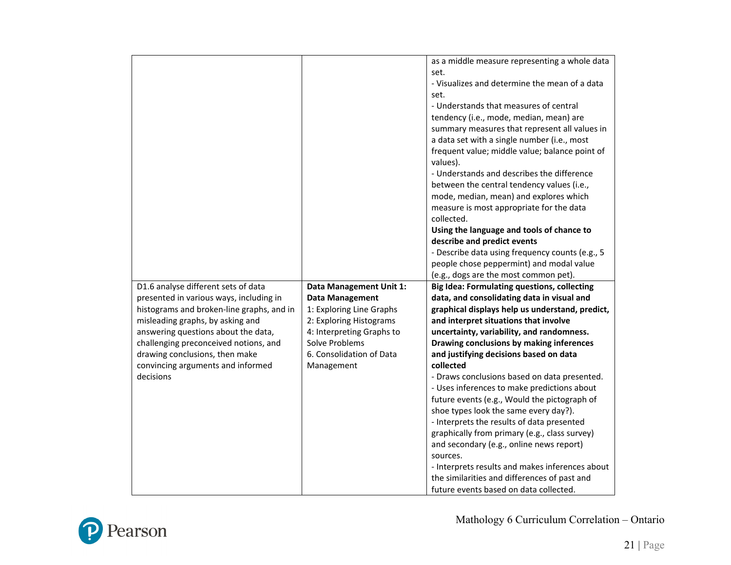| | | |
|---|---|---|
| | | as a middle measure representing a whole data set.<br>- Visualizes and determine the mean of a data set.<br>- Understands that measures of central tendency (i.e., mode, median, mean) are summary measures that represent all values in a data set with a single number (i.e., most frequent value; middle value; balance point of values).<br>- Understands and describes the difference between the central tendency values (i.e., mode, median, mean) and explores which measure is most appropriate for the data collected.<br>**Using the language and tools of chance to describe and predict events**<br>- Describe data using frequency counts (e.g., 5 people chose peppermint) and modal value (e.g., dogs are the most common pet). |
| D1.6 analyse different sets of data presented in various ways, including in histograms and broken-line graphs, and in misleading graphs, by asking and answering questions about the data, challenging preconceived notions, and drawing conclusions, then make convincing arguments and informed decisions | **Data Management Unit 1: Data Management**<br>1: Exploring Line Graphs<br>2: Exploring Histograms<br>4: Interpreting Graphs to Solve Problems<br>6. Consolidation of Data Management | **Big Idea: Formulating questions, collecting data, and consolidating data in visual and graphical displays help us understand, predict, and interpret situations that involve uncertainty, variability, and randomness.**<br>**Drawing conclusions by making inferences and justifying decisions based on data collected**<br>- Draws conclusions based on data presented.<br>- Uses inferences to make predictions about future events (e.g., Would the pictograph of shoe types look the same every day?).<br>- Interprets the results of data presented graphically from primary (e.g., class survey) and secondary (e.g., online news report) sources.<br>- Interprets results and makes inferences about the similarities and differences of past and future events based on data collected. |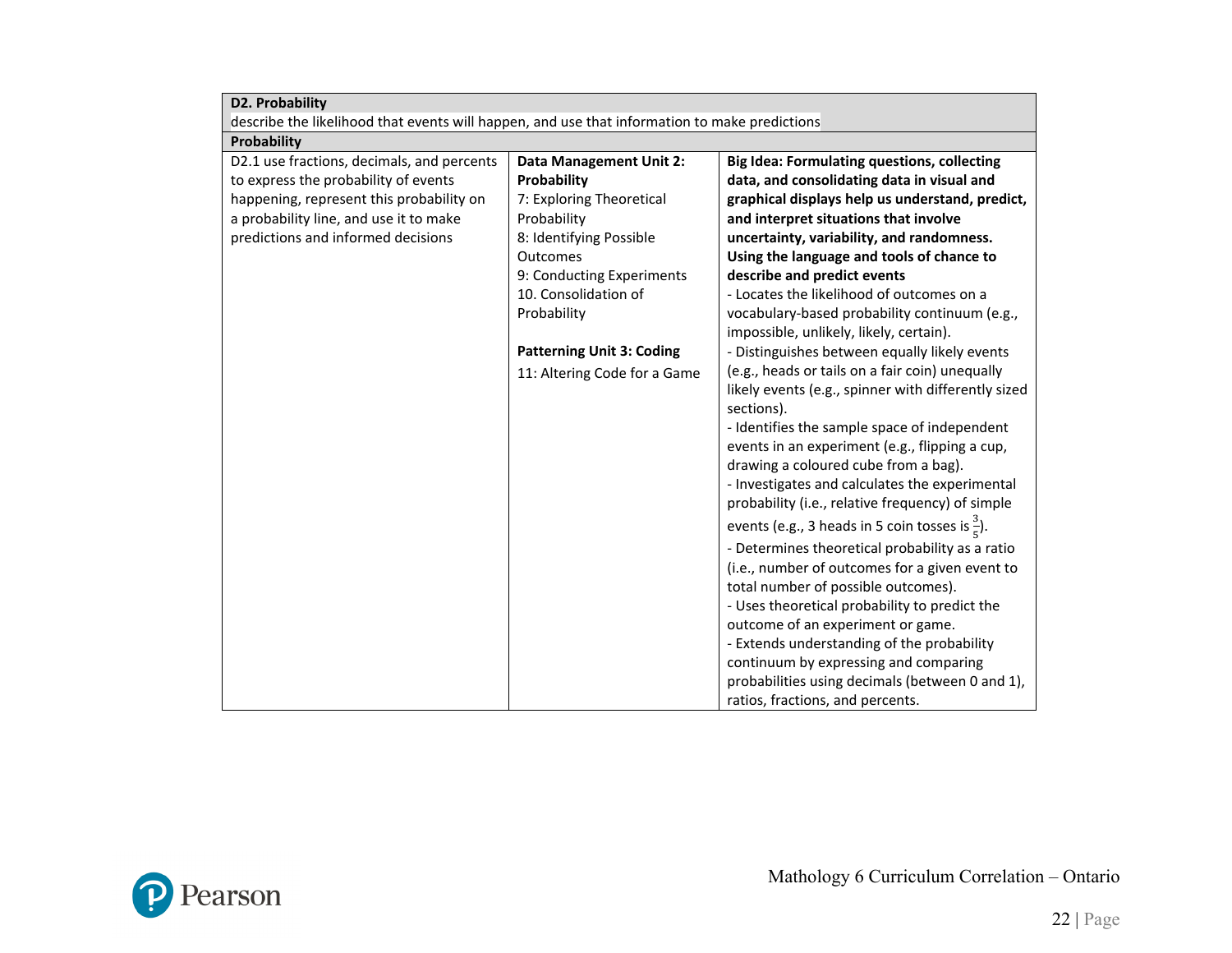| D2. Probability<br>describe the likelihood that events will happen, and use that information to make predictions | | |
|---|---|---|
| **Probability** | | |
| D2.1 use fractions, decimals, and percents to express the probability of events happening, represent this probability on a probability line, and use it to make predictions and informed decisions | **Data Management Unit 2: Probability**<br>7: Exploring Theoretical Probability<br>8: Identifying Possible Outcomes<br>9: Conducting Experiments<br>10. Consolidation of Probability<br><br>**Patterning Unit 3: Coding**<br>11: Altering Code for a Game | **Big Idea: Formulating questions, collecting data, and consolidating data in visual and graphical displays help us understand, predict, and interpret situations that involve uncertainty, variability, and randomness.**<br>**Using the language and tools of chance to describe and predict events**<br>- Locates the likelihood of outcomes on a vocabulary-based probability continuum (e.g., impossible, unlikely, likely, certain).<br>- Distinguishes between equally likely events (e.g., heads or tails on a fair coin) unequally likely events (e.g., spinner with differently sized sections).<br>- Identifies the sample space of independent events in an experiment (e.g., flipping a cup, drawing a coloured cube from a bag).<br>- Investigates and calculates the experimental probability (i.e., relative frequency) of simple events (e.g., 3 heads in 5 coin tosses is $\frac{3}{5}$).<br>- Determines theoretical probability as a ratio (i.e., number of outcomes for a given event to total number of possible outcomes).<br>- Uses theoretical probability to predict the outcome of an experiment or game.<br>- Extends understanding of the probability continuum by expressing and comparing probabilities using decimals (between 0 and 1), ratios, fractions, and percents. |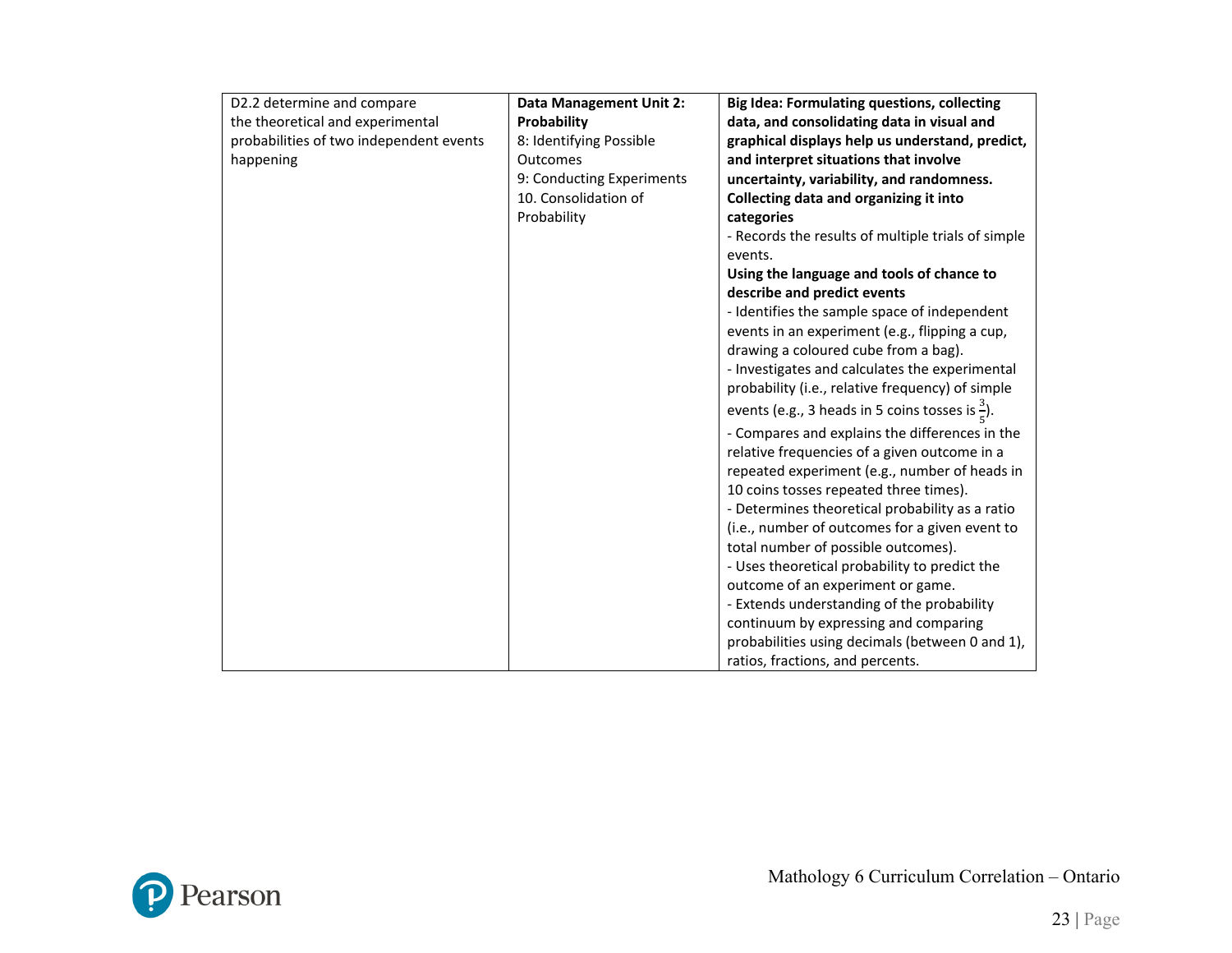| | | |
|---|---|---|
| D2.2 determine and compare the theoretical and experimental probabilities of two independent events happening | **Data Management Unit 2: Probability**<br>8: Identifying Possible Outcomes<br>9: Conducting Experiments<br>10. Consolidation of Probability | **Big Idea: Formulating questions, collecting data, and consolidating data in visual and graphical displays help us understand, predict, and interpret situations that involve uncertainty, variability, and randomness.**<br>**Collecting data and organizing it into categories**<br>- Records the results of multiple trials of simple events.<br>**Using the language and tools of chance to describe and predict events**<br>- Identifies the sample space of independent events in an experiment (e.g., flipping a cup, drawing a coloured cube from a bag).<br>- Investigates and calculates the experimental probability (i.e., relative frequency) of simple events (e.g., 3 heads in 5 coins tosses is $\frac{3}{5}$).<br>- Compares and explains the differences in the relative frequencies of a given outcome in a repeated experiment (e.g., number of heads in 10 coins tosses repeated three times).<br>- Determines theoretical probability as a ratio (i.e., number of outcomes for a given event to total number of possible outcomes).<br>- Uses theoretical probability to predict the outcome of an experiment or game.<br>- Extends understanding of the probability continuum by expressing and comparing probabilities using decimals (between 0 and 1), ratios, fractions, and percents. |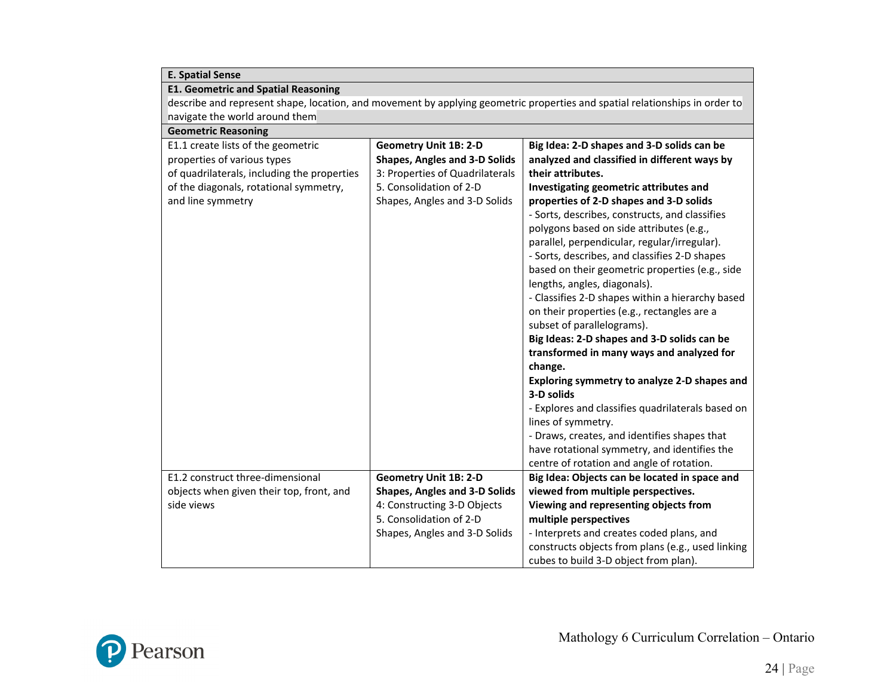| E. Spatial Sense | | |
|---|---|---|
| **E1. Geometric and Spatial Reasoning**<br>describe and represent shape, location, and movement by applying geometric properties and spatial relationships in order to navigate the world around them | | |
| **Geometric Reasoning** | | |
| E1.1 create lists of the geometric properties of various types of quadrilaterals, including the properties of the diagonals, rotational symmetry, and line symmetry | **Geometry Unit 1B: 2-D Shapes, Angles and 3-D Solids**<br>3: Properties of Quadrilaterals<br>5. Consolidation of 2-D Shapes, Angles and 3-D Solids | **Big Idea: 2-D shapes and 3-D solids can be analyzed and classified in different ways by their attributes.**<br>**Investigating geometric attributes and properties of 2-D shapes and 3-D solids**<br>- Sorts, describes, constructs, and classifies polygons based on side attributes (e.g., parallel, perpendicular, regular/irregular).<br>- Sorts, describes, and classifies 2-D shapes based on their geometric properties (e.g., side lengths, angles, diagonals).<br>- Classifies 2-D shapes within a hierarchy based on their properties (e.g., rectangles are a subset of parallelograms).<br>**Big Ideas: 2-D shapes and 3-D solids can be transformed in many ways and analyzed for change.**<br>**Exploring symmetry to analyze 2-D shapes and 3-D solids**<br>- Explores and classifies quadrilaterals based on lines of symmetry.<br>- Draws, creates, and identifies shapes that have rotational symmetry, and identifies the centre of rotation and angle of rotation. |
| E1.2 construct three-dimensional objects when given their top, front, and side views | **Geometry Unit 1B: 2-D Shapes, Angles and 3-D Solids**<br>4: Constructing 3-D Objects<br>5. Consolidation of 2-D Shapes, Angles and 3-D Solids | **Big Idea: Objects can be located in space and viewed from multiple perspectives.**<br>**Viewing and representing objects from multiple perspectives**<br>- Interprets and creates coded plans, and constructs objects from plans (e.g., used linking cubes to build 3-D object from plan). |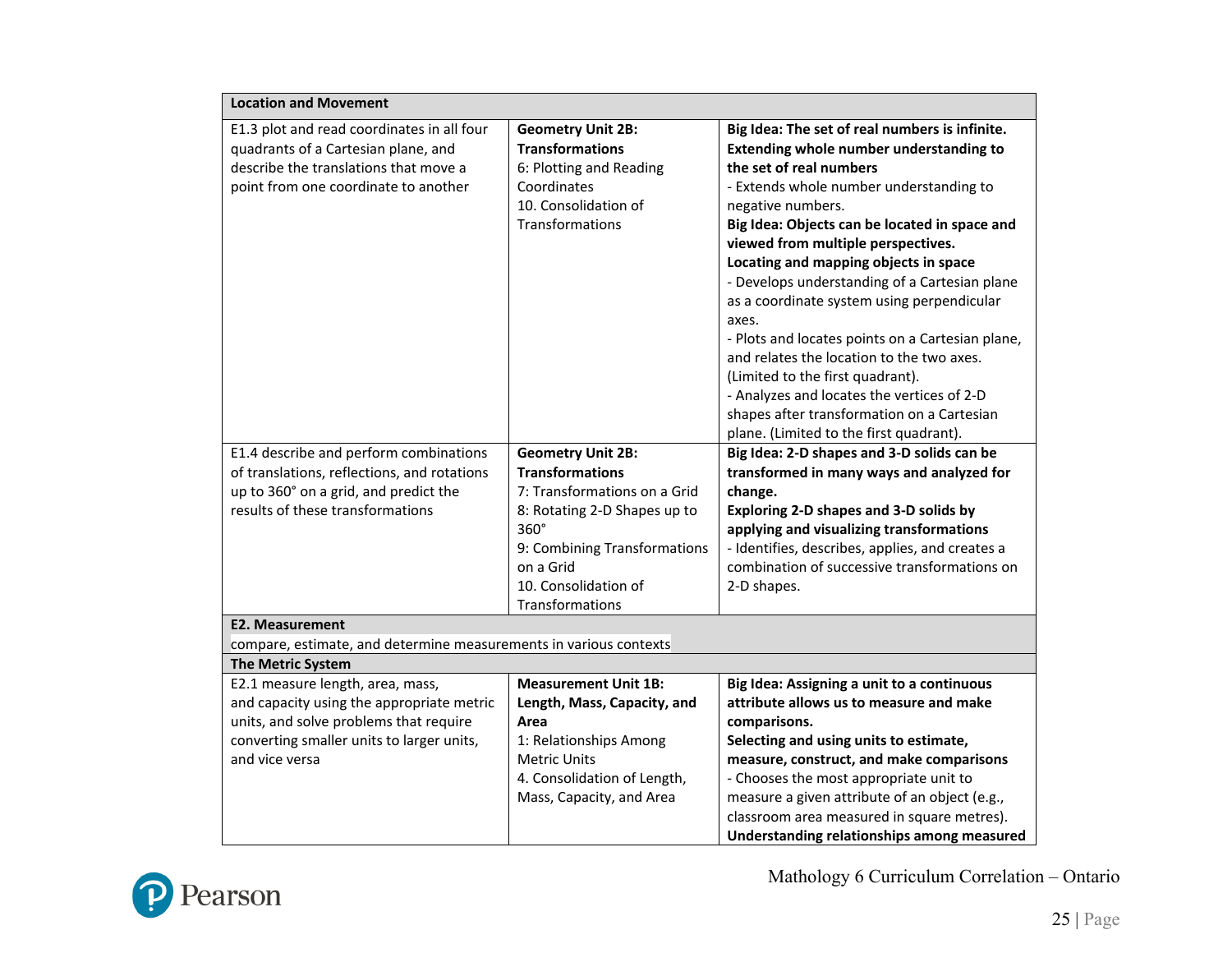| Location and Movement | | |
|---|---|---|
| E1.3 plot and read coordinates in all four quadrants of a Cartesian plane, and describe the translations that move a point from one coordinate to another | **Geometry Unit 2B: Transformations**<br>6: Plotting and Reading Coordinates<br>10. Consolidation of Transformations | **Big Idea: The set of real numbers is infinite.**<br>**Extending whole number understanding to the set of real numbers**<br>- Extends whole number understanding to negative numbers.<br>**Big Idea: Objects can be located in space and viewed from multiple perspectives.**<br>**Locating and mapping objects in space**<br>- Develops understanding of a Cartesian plane as a coordinate system using perpendicular axes.<br>- Plots and locates points on a Cartesian plane, and relates the location to the two axes. (Limited to the first quadrant).<br>- Analyzes and locates the vertices of 2-D shapes after transformation on a Cartesian plane. (Limited to the first quadrant). |
| E1.4 describe and perform combinations of translations, reflections, and rotations up to 360° on a grid, and predict the results of these transformations | **Geometry Unit 2B: Transformations**<br>7: Transformations on a Grid<br>8: Rotating 2-D Shapes up to 360°<br>9: Combining Transformations on a Grid<br>10. Consolidation of Transformations | **Big Idea: 2-D shapes and 3-D solids can be transformed in many ways and analyzed for change.**<br>**Exploring 2-D shapes and 3-D solids by applying and visualizing transformations**<br>- Identifies, describes, applies, and creates a combination of successive transformations on 2-D shapes. |
| **E2. Measurement**<br>compare, estimate, and determine measurements in various contexts | | |
| **The Metric System** | | |
| E2.1 measure length, area, mass, and capacity using the appropriate metric units, and solve problems that require converting smaller units to larger units, and vice versa | **Measurement Unit 1B: Length, Mass, Capacity, and Area**<br>1: Relationships Among Metric Units<br>4. Consolidation of Length, Mass, Capacity, and Area | **Big Idea: Assigning a unit to a continuous attribute allows us to measure and make comparisons.**<br>**Selecting and using units to estimate, measure, construct, and make comparisons**<br>- Chooses the most appropriate unit to measure a given attribute of an object (e.g., classroom area measured in square metres).<br>**Understanding relationships among measured** |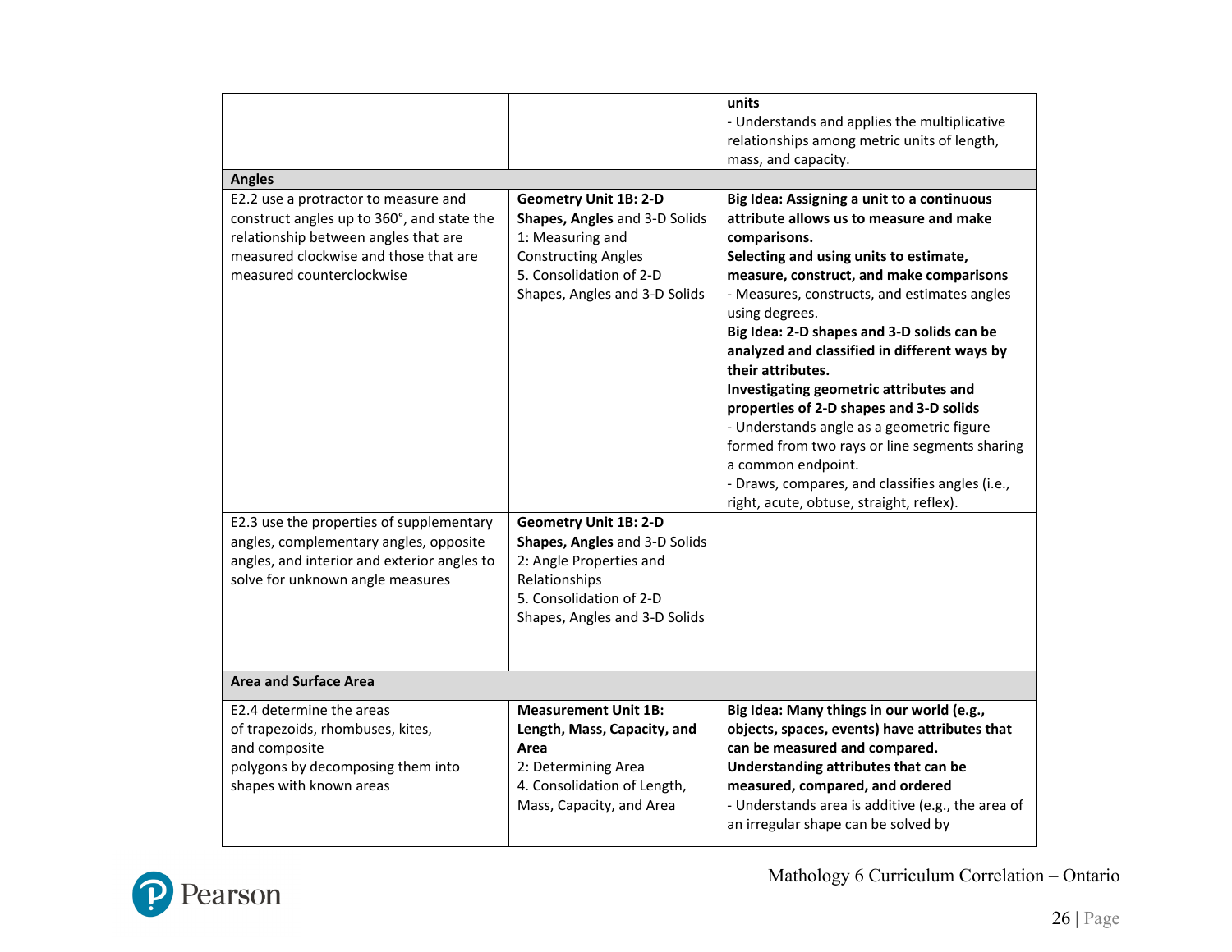| | | |
|---|---|---|
| | | **units**<br>- Understands and applies the multiplicative relationships among metric units of length, mass, and capacity. |
| **Angles** | | |
| E2.2 use a protractor to measure and construct angles up to 360°, and state the relationship between angles that are measured clockwise and those that are measured counterclockwise | **Geometry Unit 1B: 2-D Shapes, Angles** and 3-D Solids<br>1: Measuring and Constructing Angles<br>5. Consolidation of 2-D Shapes, Angles and 3-D Solids | **Big Idea: Assigning a unit to a continuous attribute allows us to measure and make comparisons.**<br>**Selecting and using units to estimate, measure, construct, and make comparisons**<br>- Measures, constructs, and estimates angles using degrees.<br>**Big Idea: 2-D shapes and 3-D solids can be analyzed and classified in different ways by their attributes.**<br>**Investigating geometric attributes and properties of 2-D shapes and 3-D solids**<br>- Understands angle as a geometric figure formed from two rays or line segments sharing a common endpoint.<br>- Draws, compares, and classifies angles (i.e., right, acute, obtuse, straight, reflex). |
| E2.3 use the properties of supplementary angles, complementary angles, opposite angles, and interior and exterior angles to solve for unknown angle measures | **Geometry Unit 1B: 2-D Shapes, Angles** and 3-D Solids<br>2: Angle Properties and Relationships<br>5. Consolidation of 2-D Shapes, Angles and 3-D Solids | |
| **Area and Surface Area** | | |
| E2.4 determine the areas of trapezoids, rhombuses, kites, and composite polygons by decomposing them into shapes with known areas | **Measurement Unit 1B: Length, Mass, Capacity, and Area**<br>2: Determining Area<br>4. Consolidation of Length, Mass, Capacity, and Area | **Big Idea: Many things in our world (e.g., objects, spaces, events) have attributes that can be measured and compared.**<br>**Understanding attributes that can be measured, compared, and ordered**<br>- Understands area is additive (e.g., the area of an irregular shape can be solved by |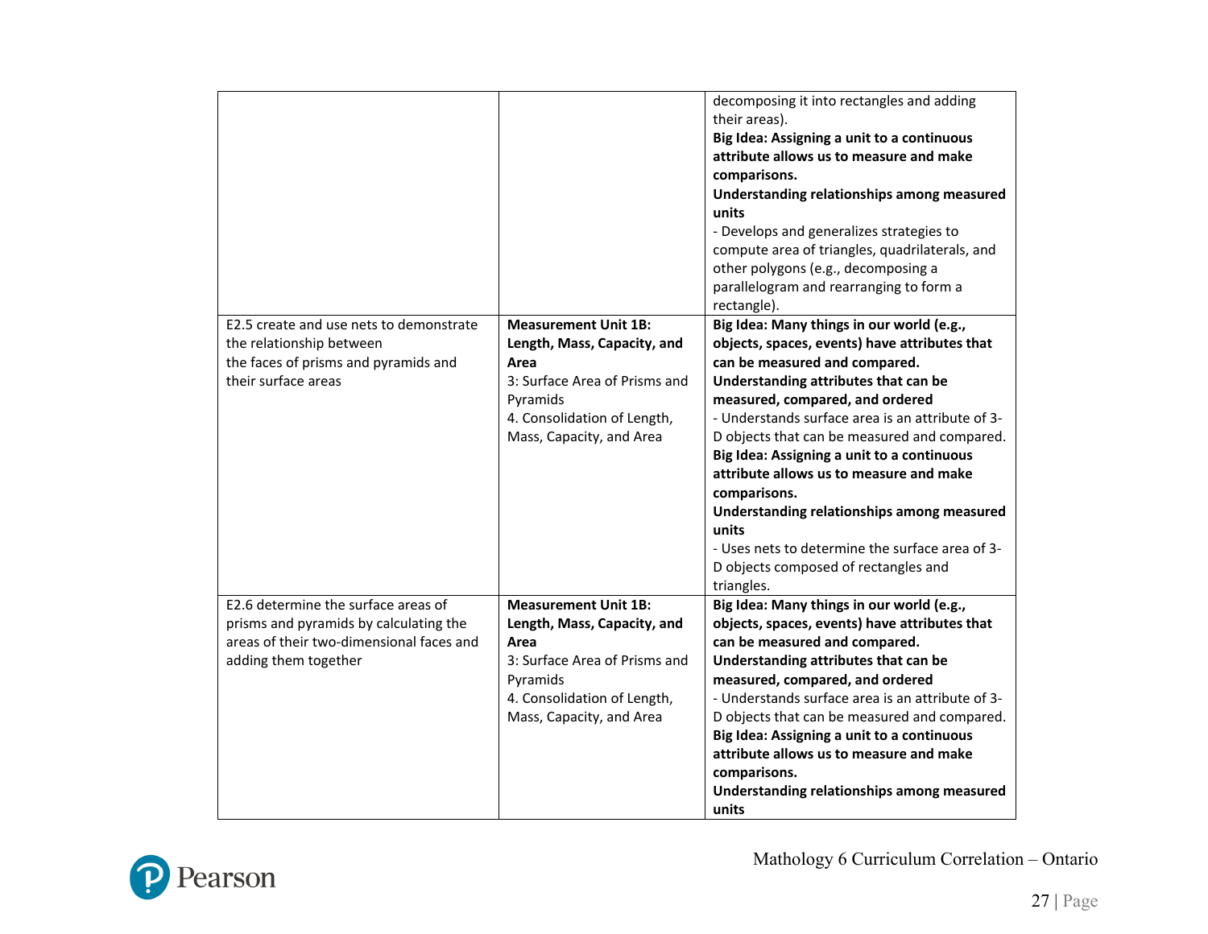| | | |
|---|---|---|
| | | decomposing it into rectangles and adding their areas).<br>**Big Idea: Assigning a unit to a continuous attribute allows us to measure and make comparisons.**<br>**Understanding relationships among measured units**<br>- Develops and generalizes strategies to compute area of triangles, quadrilaterals, and other polygons (e.g., decomposing a parallelogram and rearranging to form a rectangle). |
| E2.5 create and use nets to demonstrate the relationship between the faces of prisms and pyramids and their surface areas | **Measurement Unit 1B: Length, Mass, Capacity, and Area**<br>3: Surface Area of Prisms and Pyramids<br>4. Consolidation of Length, Mass, Capacity, and Area | **Big Idea: Many things in our world (e.g., objects, spaces, events) have attributes that can be measured and compared.**<br>**Understanding attributes that can be measured, compared, and ordered**<br>- Understands surface area is an attribute of 3-D objects that can be measured and compared.<br>**Big Idea: Assigning a unit to a continuous attribute allows us to measure and make comparisons.**<br>**Understanding relationships among measured units**<br>- Uses nets to determine the surface area of 3-D objects composed of rectangles and triangles. |
| E2.6 determine the surface areas of prisms and pyramids by calculating the areas of their two-dimensional faces and adding them together | **Measurement Unit 1B: Length, Mass, Capacity, and Area**<br>3: Surface Area of Prisms and Pyramids<br>4. Consolidation of Length, Mass, Capacity, and Area | **Big Idea: Many things in our world (e.g., objects, spaces, events) have attributes that can be measured and compared.**<br>**Understanding attributes that can be measured, compared, and ordered**<br>- Understands surface area is an attribute of 3-D objects that can be measured and compared.<br>**Big Idea: Assigning a unit to a continuous attribute allows us to measure and make comparisons.**<br>**Understanding relationships among measured units** |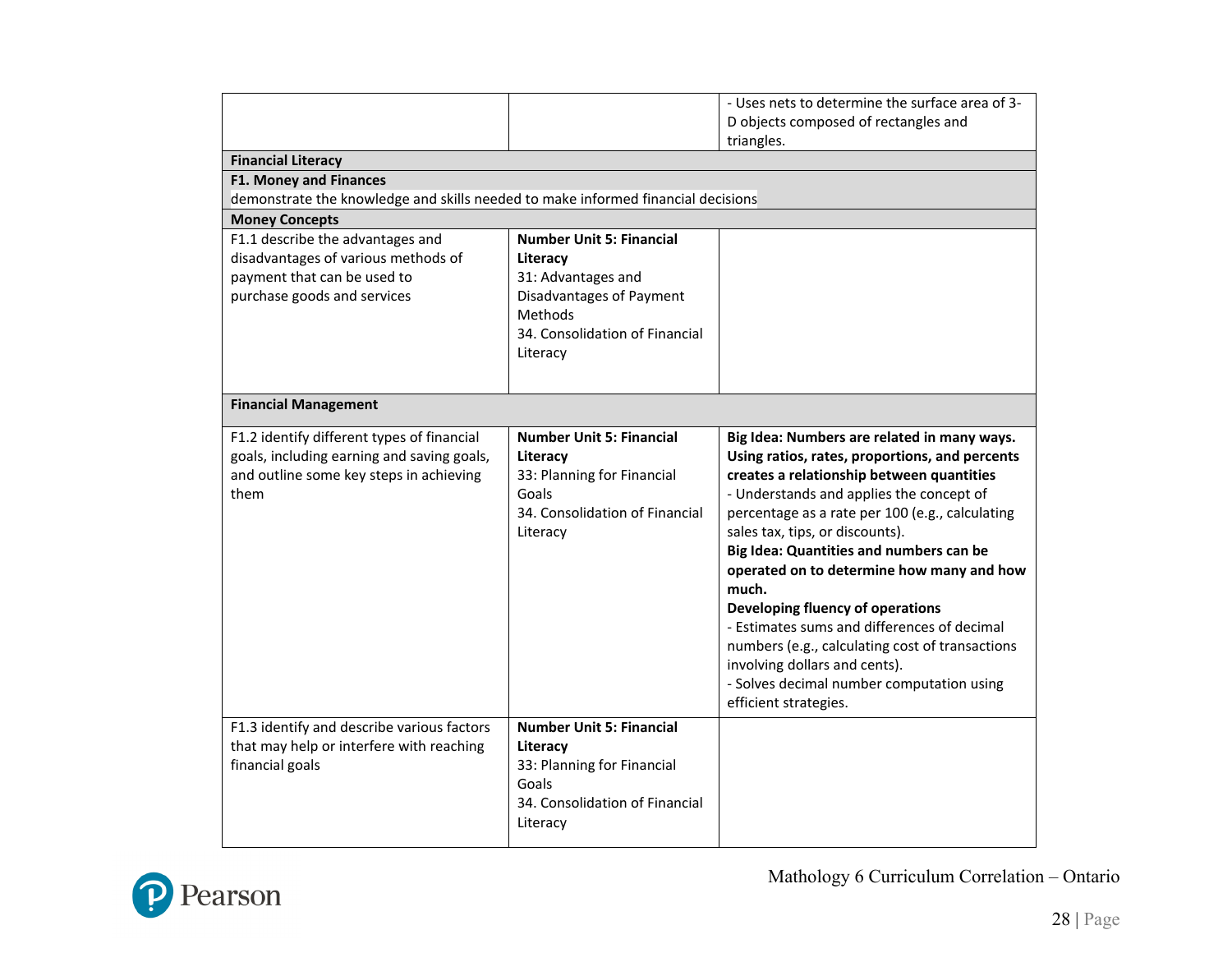| | | |
|---|---|---|
| | | - Uses nets to determine the surface area of 3-D objects composed of rectangles and triangles. |
| **Financial Literacy** | | |
| **F1. Money and Finances**<br>demonstrate the knowledge and skills needed to make informed financial decisions | | |
| **Money Concepts** | | |
| F1.1 describe the advantages and disadvantages of various methods of payment that can be used to purchase goods and services | **Number Unit 5: Financial Literacy**<br>31: Advantages and Disadvantages of Payment Methods<br>34. Consolidation of Financial Literacy | |
| **Financial Management** | | |
| F1.2 identify different types of financial goals, including earning and saving goals, and outline some key steps in achieving them | **Number Unit 5: Financial Literacy**<br>33: Planning for Financial Goals<br>34. Consolidation of Financial Literacy | **Big Idea: Numbers are related in many ways. Using ratios, rates, proportions, and percents creates a relationship between quantities**<br>- Understands and applies the concept of percentage as a rate per 100 (e.g., calculating sales tax, tips, or discounts).<br>**Big Idea: Quantities and numbers can be operated on to determine how many and how much.**<br>**Developing fluency of operations**<br>- Estimates sums and differences of decimal numbers (e.g., calculating cost of transactions involving dollars and cents).<br>- Solves decimal number computation using efficient strategies. |
| F1.3 identify and describe various factors that may help or interfere with reaching financial goals | **Number Unit 5: Financial Literacy**<br>33: Planning for Financial Goals<br>34. Consolidation of Financial Literacy | |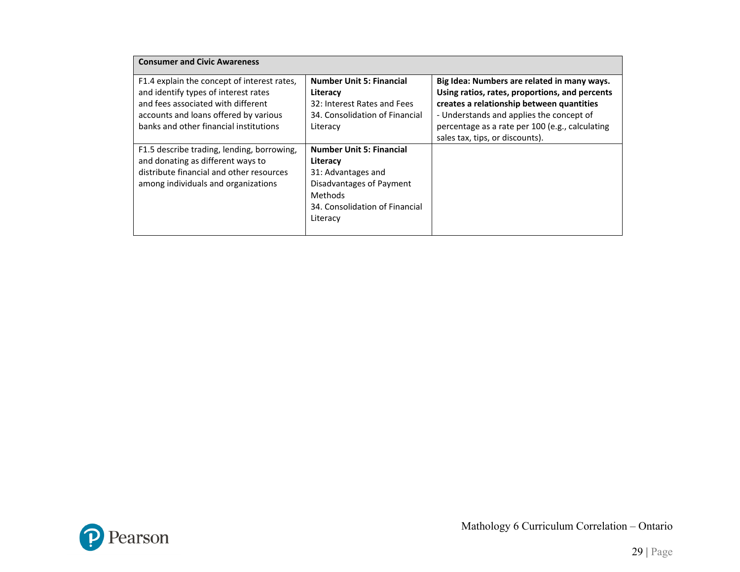| Consumer and Civic Awareness | | |
|---|---|---|
| F1.4 explain the concept of interest rates, and identify types of interest rates and fees associated with different accounts and loans offered by various banks and other financial institutions | **Number Unit 5: Financial Literacy**<br>32: Interest Rates and Fees<br>34. Consolidation of Financial Literacy | **Big Idea: Numbers are related in many ways. Using ratios, rates, proportions, and percents creates a relationship between quantities**<br>- Understands and applies the concept of percentage as a rate per 100 (e.g., calculating sales tax, tips, or discounts). |
| F1.5 describe trading, lending, borrowing, and donating as different ways to distribute financial and other resources among individuals and organizations | **Number Unit 5: Financial Literacy**<br>31: Advantages and Disadvantages of Payment Methods<br>34. Consolidation of Financial Literacy | |